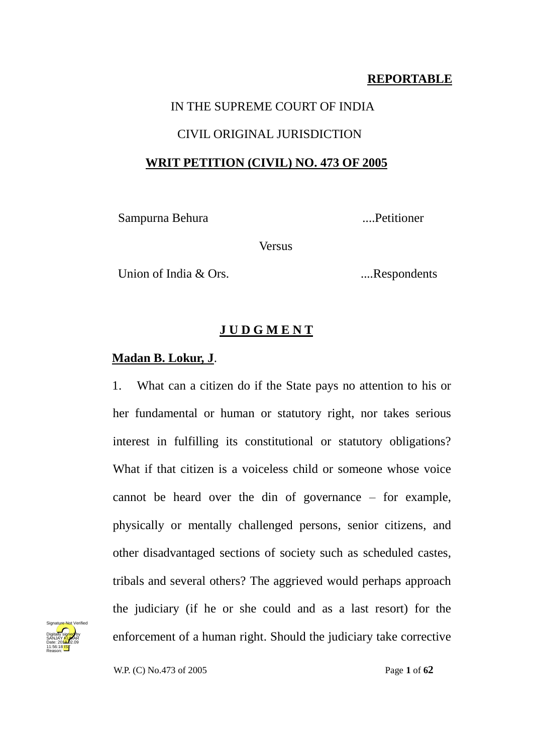**REPORTABLE**

IN THE SUPREME COURT OF INDIA

CIVIL ORIGINAL JURISDICTION

**WRIT PETITION (CIVIL) NO. 473 OF 2005**

Sampurna Behura ....Petitioner

Versus

Union of India & Ors. ....Respondents

**J U D G M E N T**

**Madan B. Lokur, J**.

1. What can a citizen do if the State pays no attention to his or her fundamental or human or statutory right, nor takes serious interest in fulfilling its constitutional or statutory obligations? What if that citizen is a voiceless child or someone whose voice cannot be heard over the din of governance – for example, physically or mentally challenged persons, senior citizens, and other disadvantaged sections of society such as scheduled castes, tribals and several others? The aggrieved would perhaps approach the judiciary (if he or she could and as a last resort) for the enforcement of a human right. Should the judiciary take corrective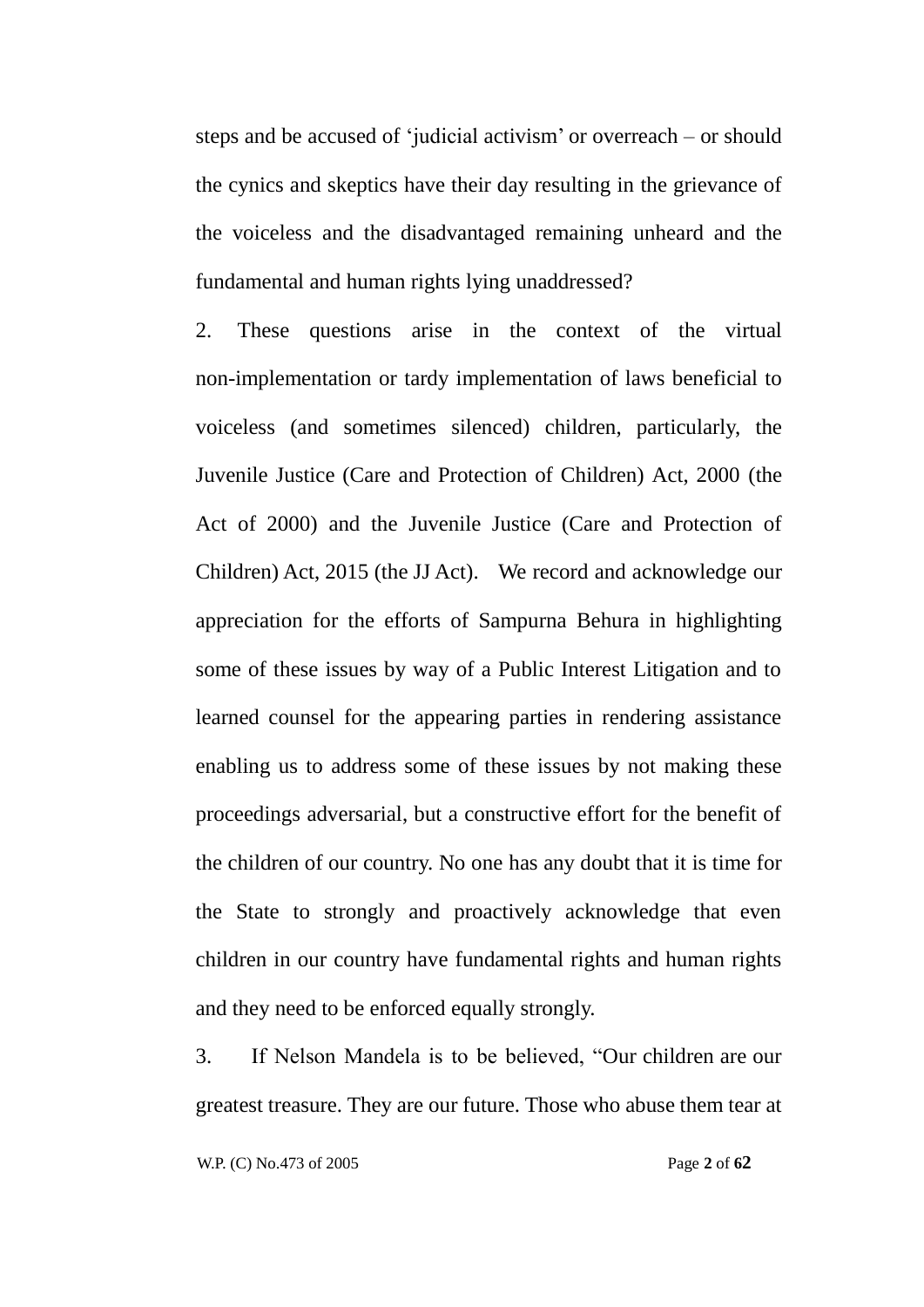steps and be accused of 'judicial activism' or overreach – or should the cynics and skeptics have their day resulting in the grievance of the voiceless and the disadvantaged remaining unheard and the fundamental and human rights lying unaddressed?

2. These questions arise in the context of the virtual non-implementation or tardy implementation of laws beneficial to voiceless (and sometimes silenced) children, particularly, the Juvenile Justice (Care and Protection of Children) Act, 2000 (the Act of 2000) and the Juvenile Justice (Care and Protection of Children) Act, 2015 (the JJ Act). We record and acknowledge our appreciation for the efforts of Sampurna Behura in highlighting some of these issues by way of a Public Interest Litigation and to learned counsel for the appearing parties in rendering assistance enabling us to address some of these issues by not making these proceedings adversarial, but a constructive effort for the benefit of the children of our country. No one has any doubt that it is time for the State to strongly and proactively acknowledge that even children in our country have fundamental rights and human rights and they need to be enforced equally strongly.

3. If Nelson Mandela is to be believed, "Our children are our greatest treasure. They are our future. Those who abuse them tear at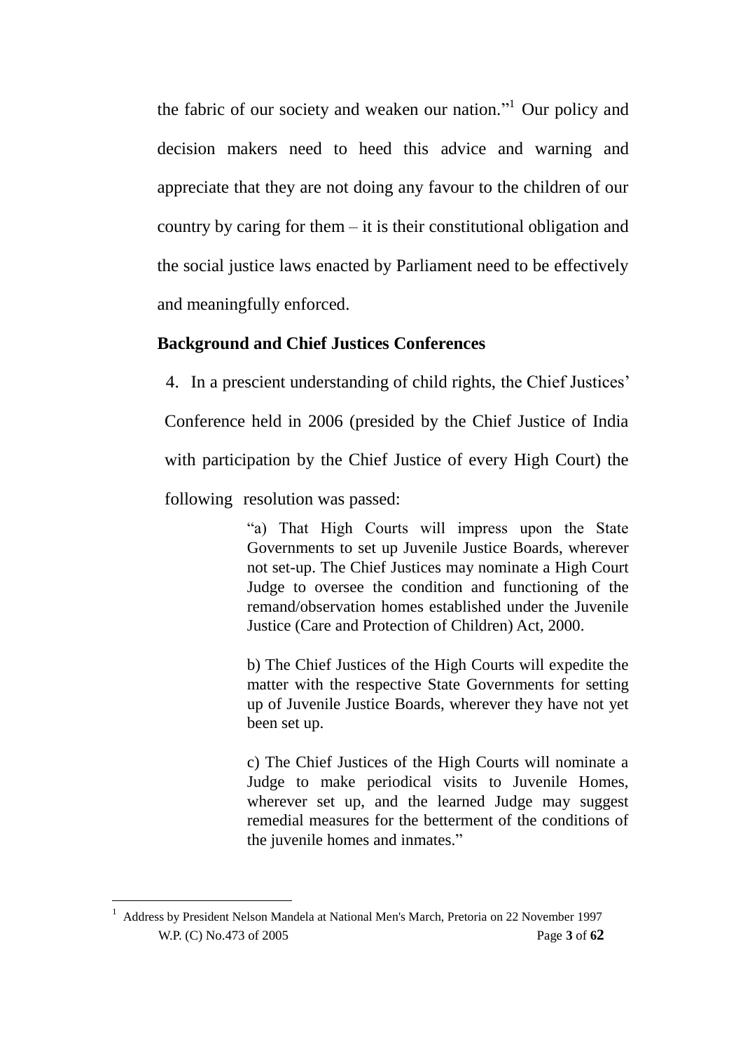the fabric of our society and weaken our nation."[1] Our policy and decision makers need to heed this advice and warning and appreciate that they are not doing any favour to the children of our country by caring for them – it is their constitutional obligation and the social justice laws enacted by Parliament need to be effectively and meaningfully enforced.

**Background and Chief Justices Conferences**

4. In a prescient understanding of child rights, the Chief Justices' Conference held in 2006 (presided by the Chief Justice of India with participation by the Chief Justice of every High Court) the following resolution was passed:

> "a) That High Courts will impress upon the State Governments to set up Juvenile Justice Boards, wherever not set-up. The Chief Justices may nominate a High Court Judge to oversee the condition and functioning of the remand/observation homes established under the Juvenile Justice (Care and Protection of Children) Act, 2000.
>
> b) The Chief Justices of the High Courts will expedite the matter with the respective State Governments for setting up of Juvenile Justice Boards, wherever they have not yet been set up.
>
> c) The Chief Justices of the High Courts will nominate a Judge to make periodical visits to Juvenile Homes, wherever set up, and the learned Judge may suggest remedial measures for the betterment of the conditions of the juvenile homes and inmates."

[1] Address by President Nelson Mandela at National Men's March, Pretoria on 22 November 1997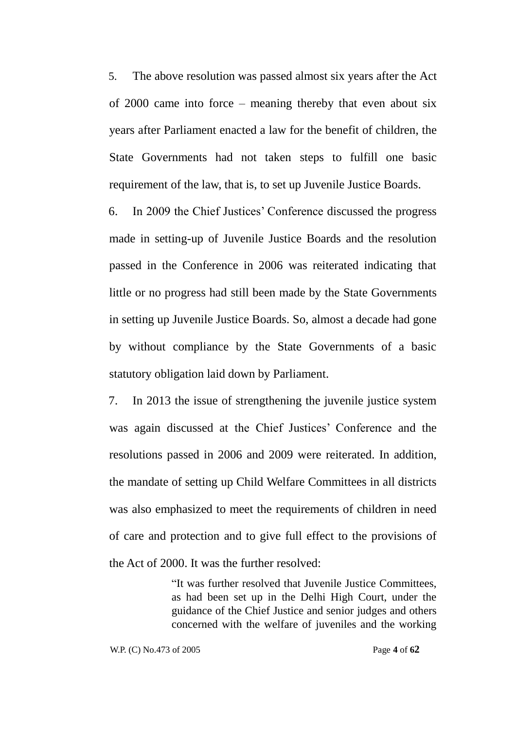5. The above resolution was passed almost six years after the Act of 2000 came into force – meaning thereby that even about six years after Parliament enacted a law for the benefit of children, the State Governments had not taken steps to fulfill one basic requirement of the law, that is, to set up Juvenile Justice Boards.

6. In 2009 the Chief Justices' Conference discussed the progress made in setting-up of Juvenile Justice Boards and the resolution passed in the Conference in 2006 was reiterated indicating that little or no progress had still been made by the State Governments in setting up Juvenile Justice Boards. So, almost a decade had gone by without compliance by the State Governments of a basic statutory obligation laid down by Parliament.

7. In 2013 the issue of strengthening the juvenile justice system was again discussed at the Chief Justices' Conference and the resolutions passed in 2006 and 2009 were reiterated. In addition, the mandate of setting up Child Welfare Committees in all districts was also emphasized to meet the requirements of children in need of care and protection and to give full effect to the provisions of the Act of 2000. It was the further resolved:

> "It was further resolved that Juvenile Justice Committees, as had been set up in the Delhi High Court, under the guidance of the Chief Justice and senior judges and others concerned with the welfare of juveniles and the working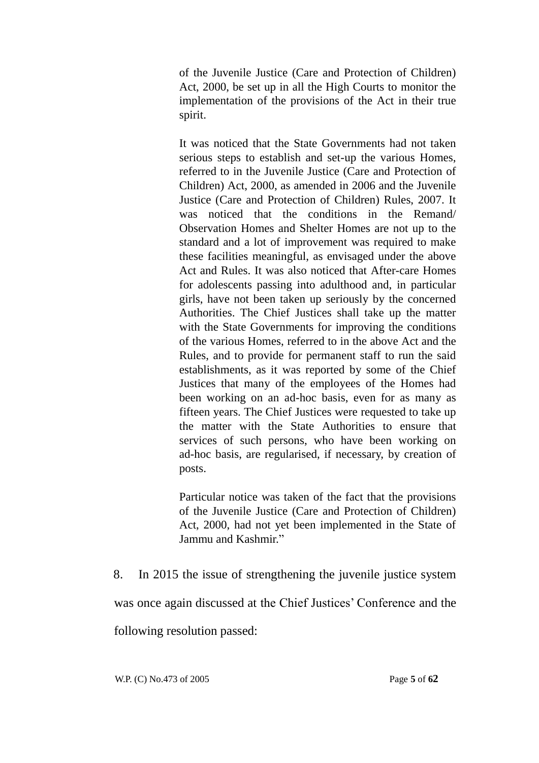> of the Juvenile Justice (Care and Protection of Children) Act, 2000, be set up in all the High Courts to monitor the implementation of the provisions of the Act in their true spirit.
>
> It was noticed that the State Governments had not taken serious steps to establish and set-up the various Homes, referred to in the Juvenile Justice (Care and Protection of Children) Act, 2000, as amended in 2006 and the Juvenile Justice (Care and Protection of Children) Rules, 2007. It was noticed that the conditions in the Remand/ Observation Homes and Shelter Homes are not up to the standard and a lot of improvement was required to make these facilities meaningful, as envisaged under the above Act and Rules. It was also noticed that After-care Homes for adolescents passing into adulthood and, in particular girls, have not been taken up seriously by the concerned Authorities. The Chief Justices shall take up the matter with the State Governments for improving the conditions of the various Homes, referred to in the above Act and the Rules, and to provide for permanent staff to run the said establishments, as it was reported by some of the Chief Justices that many of the employees of the Homes had been working on an ad-hoc basis, even for as many as fifteen years. The Chief Justices were requested to take up the matter with the State Authorities to ensure that services of such persons, who have been working on ad-hoc basis, are regularised, if necessary, by creation of posts.
>
> Particular notice was taken of the fact that the provisions of the Juvenile Justice (Care and Protection of Children) Act, 2000, had not yet been implemented in the State of Jammu and Kashmir."

8. In 2015 the issue of strengthening the juvenile justice system was once again discussed at the Chief Justices' Conference and the following resolution passed: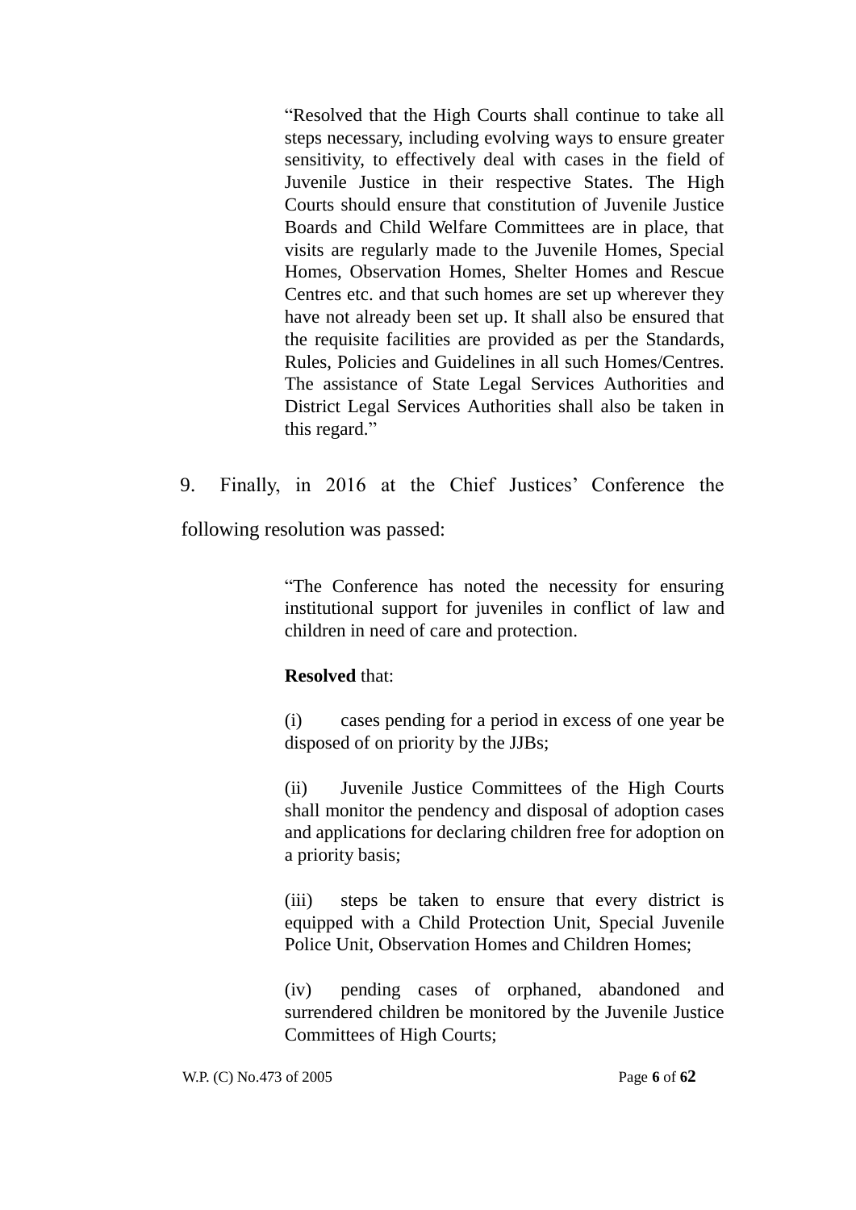> "Resolved that the High Courts shall continue to take all steps necessary, including evolving ways to ensure greater sensitivity, to effectively deal with cases in the field of Juvenile Justice in their respective States. The High Courts should ensure that constitution of Juvenile Justice Boards and Child Welfare Committees are in place, that visits are regularly made to the Juvenile Homes, Special Homes, Observation Homes, Shelter Homes and Rescue Centres etc. and that such homes are set up wherever they have not already been set up. It shall also be ensured that the requisite facilities are provided as per the Standards, Rules, Policies and Guidelines in all such Homes/Centres. The assistance of State Legal Services Authorities and District Legal Services Authorities shall also be taken in this regard."

9. Finally, in 2016 at the Chief Justices' Conference the following resolution was passed:

> "The Conference has noted the necessity for ensuring institutional support for juveniles in conflict of law and children in need of care and protection.
>
> **Resolved** that:
>
> (i) cases pending for a period in excess of one year be disposed of on priority by the JJBs;
>
> (ii) Juvenile Justice Committees of the High Courts shall monitor the pendency and disposal of adoption cases and applications for declaring children free for adoption on a priority basis;
>
> (iii) steps be taken to ensure that every district is equipped with a Child Protection Unit, Special Juvenile Police Unit, Observation Homes and Children Homes;
>
> (iv) pending cases of orphaned, abandoned and surrendered children be monitored by the Juvenile Justice Committees of High Courts;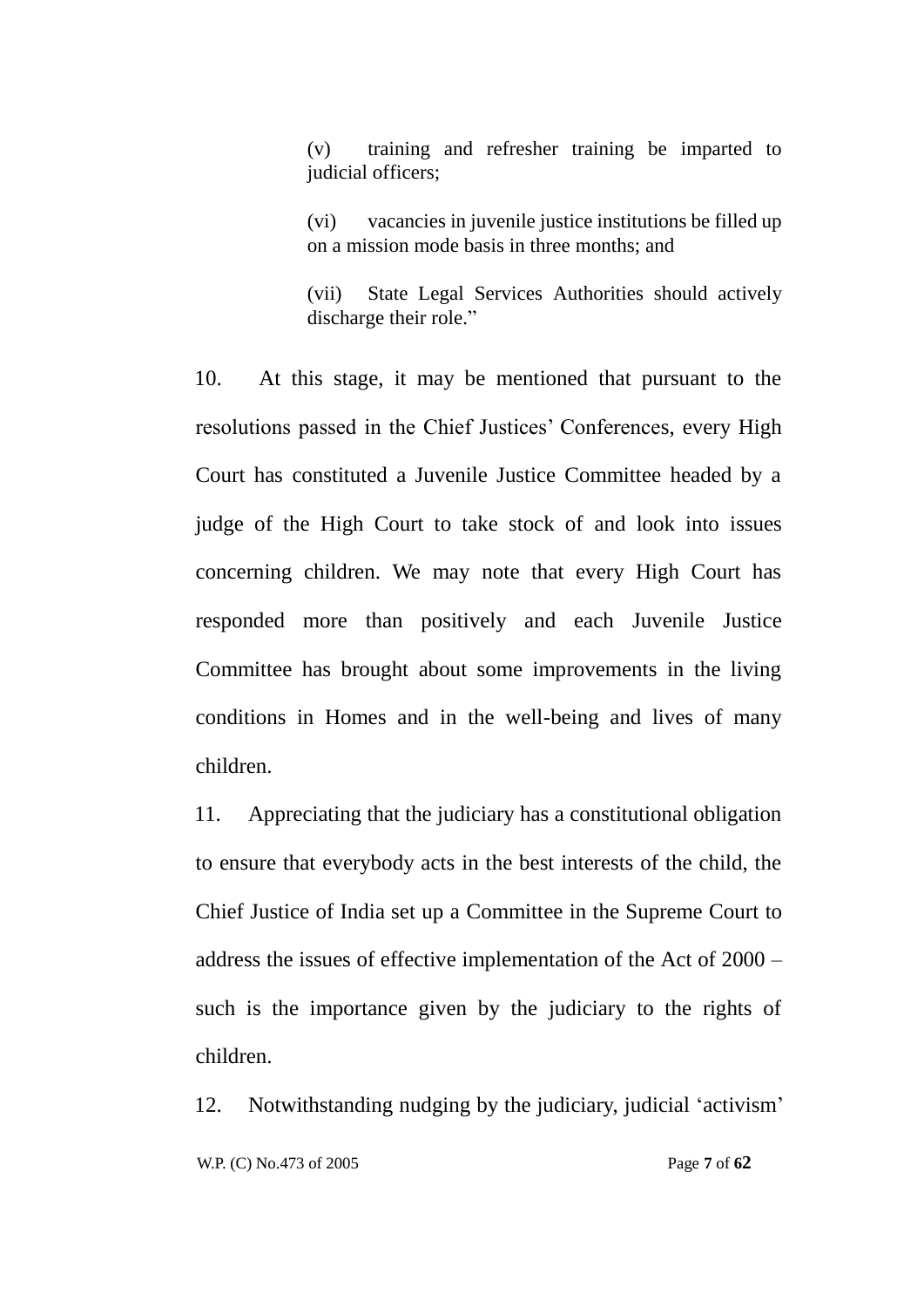> (v) training and refresher training be imparted to judicial officers;
>
> (vi) vacancies in juvenile justice institutions be filled up on a mission mode basis in three months; and
>
> (vii) State Legal Services Authorities should actively discharge their role."

10. At this stage, it may be mentioned that pursuant to the resolutions passed in the Chief Justices' Conferences, every High Court has constituted a Juvenile Justice Committee headed by a judge of the High Court to take stock of and look into issues concerning children. We may note that every High Court has responded more than positively and each Juvenile Justice Committee has brought about some improvements in the living conditions in Homes and in the well-being and lives of many children.

11. Appreciating that the judiciary has a constitutional obligation to ensure that everybody acts in the best interests of the child, the Chief Justice of India set up a Committee in the Supreme Court to address the issues of effective implementation of the Act of 2000 – such is the importance given by the judiciary to the rights of children.

12. Notwithstanding nudging by the judiciary, judicial 'activism'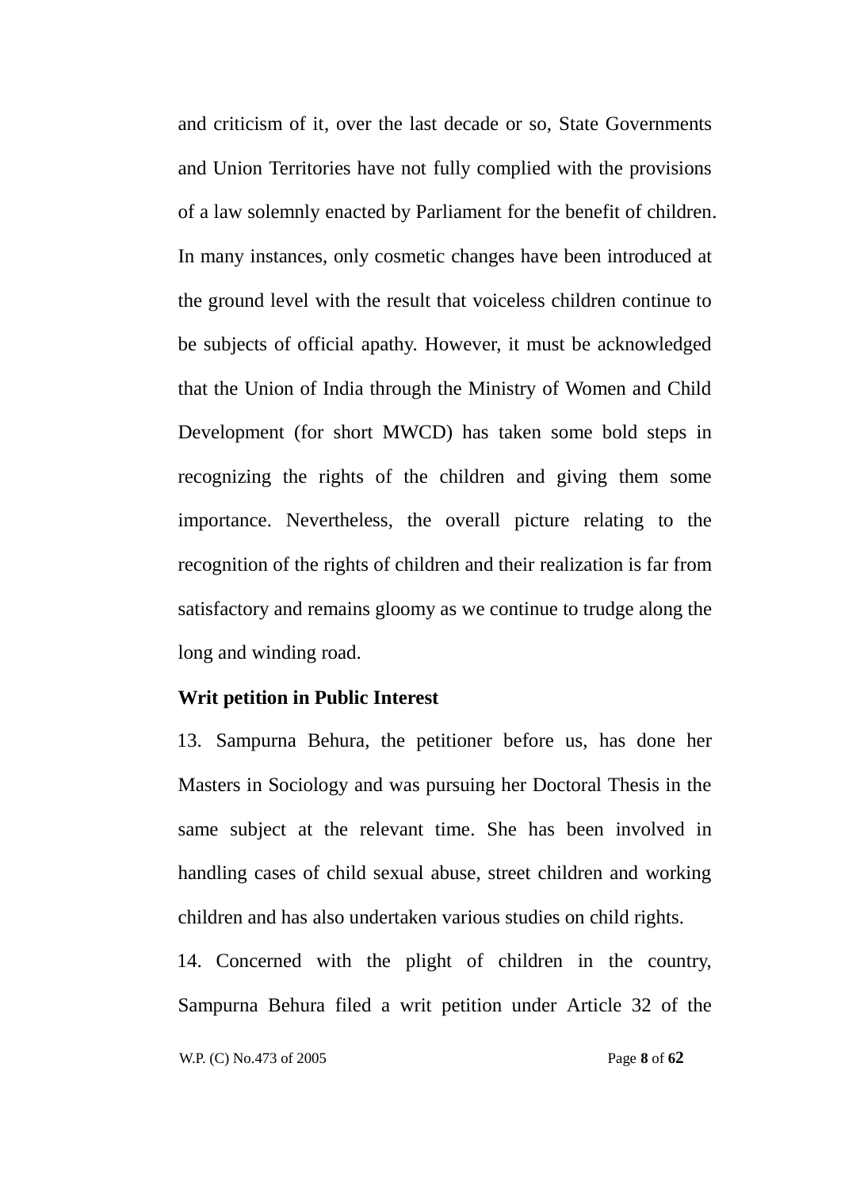and criticism of it, over the last decade or so, State Governments and Union Territories have not fully complied with the provisions of a law solemnly enacted by Parliament for the benefit of children. In many instances, only cosmetic changes have been introduced at the ground level with the result that voiceless children continue to be subjects of official apathy. However, it must be acknowledged that the Union of India through the Ministry of Women and Child Development (for short MWCD) has taken some bold steps in recognizing the rights of the children and giving them some importance. Nevertheless, the overall picture relating to the recognition of the rights of children and their realization is far from satisfactory and remains gloomy as we continue to trudge along the long and winding road.

**Writ petition in Public Interest**

13. Sampurna Behura, the petitioner before us, has done her Masters in Sociology and was pursuing her Doctoral Thesis in the same subject at the relevant time. She has been involved in handling cases of child sexual abuse, street children and working children and has also undertaken various studies on child rights.

14. Concerned with the plight of children in the country, Sampurna Behura filed a writ petition under Article 32 of the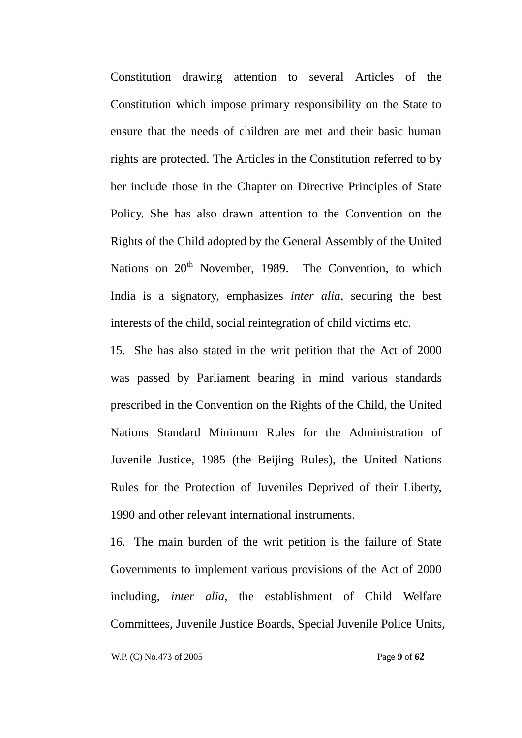Constitution drawing attention to several Articles of the Constitution which impose primary responsibility on the State to ensure that the needs of children are met and their basic human rights are protected. The Articles in the Constitution referred to by her include those in the Chapter on Directive Principles of State Policy. She has also drawn attention to the Convention on the Rights of the Child adopted by the General Assembly of the United Nations on 20th November, 1989. The Convention, to which India is a signatory, emphasizes *inter alia*, securing the best interests of the child, social reintegration of child victims etc.

15. She has also stated in the writ petition that the Act of 2000 was passed by Parliament bearing in mind various standards prescribed in the Convention on the Rights of the Child, the United Nations Standard Minimum Rules for the Administration of Juvenile Justice, 1985 (the Beijing Rules), the United Nations Rules for the Protection of Juveniles Deprived of their Liberty, 1990 and other relevant international instruments.

16. The main burden of the writ petition is the failure of State Governments to implement various provisions of the Act of 2000 including, *inter alia*, the establishment of Child Welfare Committees, Juvenile Justice Boards, Special Juvenile Police Units,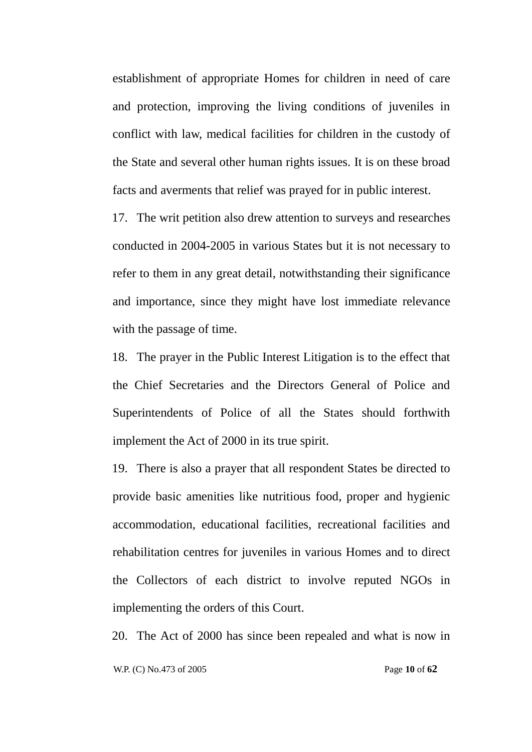establishment of appropriate Homes for children in need of care and protection, improving the living conditions of juveniles in conflict with law, medical facilities for children in the custody of the State and several other human rights issues. It is on these broad facts and averments that relief was prayed for in public interest.

17. The writ petition also drew attention to surveys and researches conducted in 2004-2005 in various States but it is not necessary to refer to them in any great detail, notwithstanding their significance and importance, since they might have lost immediate relevance with the passage of time.

18. The prayer in the Public Interest Litigation is to the effect that the Chief Secretaries and the Directors General of Police and Superintendents of Police of all the States should forthwith implement the Act of 2000 in its true spirit.

19. There is also a prayer that all respondent States be directed to provide basic amenities like nutritious food, proper and hygienic accommodation, educational facilities, recreational facilities and rehabilitation centres for juveniles in various Homes and to direct the Collectors of each district to involve reputed NGOs in implementing the orders of this Court.

20. The Act of 2000 has since been repealed and what is now in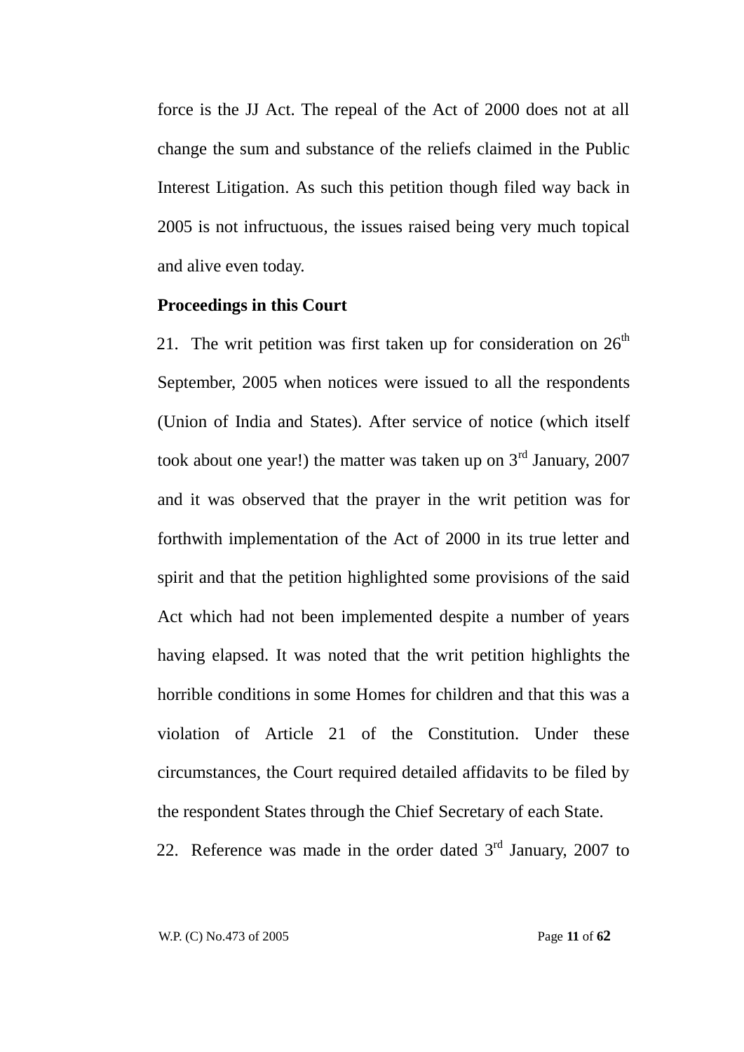force is the JJ Act. The repeal of the Act of 2000 does not at all change the sum and substance of the reliefs claimed in the Public Interest Litigation. As such this petition though filed way back in 2005 is not infructuous, the issues raised being very much topical and alive even today.

**Proceedings in this Court**

21. The writ petition was first taken up for consideration on 26th September, 2005 when notices were issued to all the respondents (Union of India and States). After service of notice (which itself took about one year!) the matter was taken up on 3rd January, 2007 and it was observed that the prayer in the writ petition was for forthwith implementation of the Act of 2000 in its true letter and spirit and that the petition highlighted some provisions of the said Act which had not been implemented despite a number of years having elapsed. It was noted that the writ petition highlights the horrible conditions in some Homes for children and that this was a violation of Article 21 of the Constitution. Under these circumstances, the Court required detailed affidavits to be filed by the respondent States through the Chief Secretary of each State.

22. Reference was made in the order dated 3rd January, 2007 to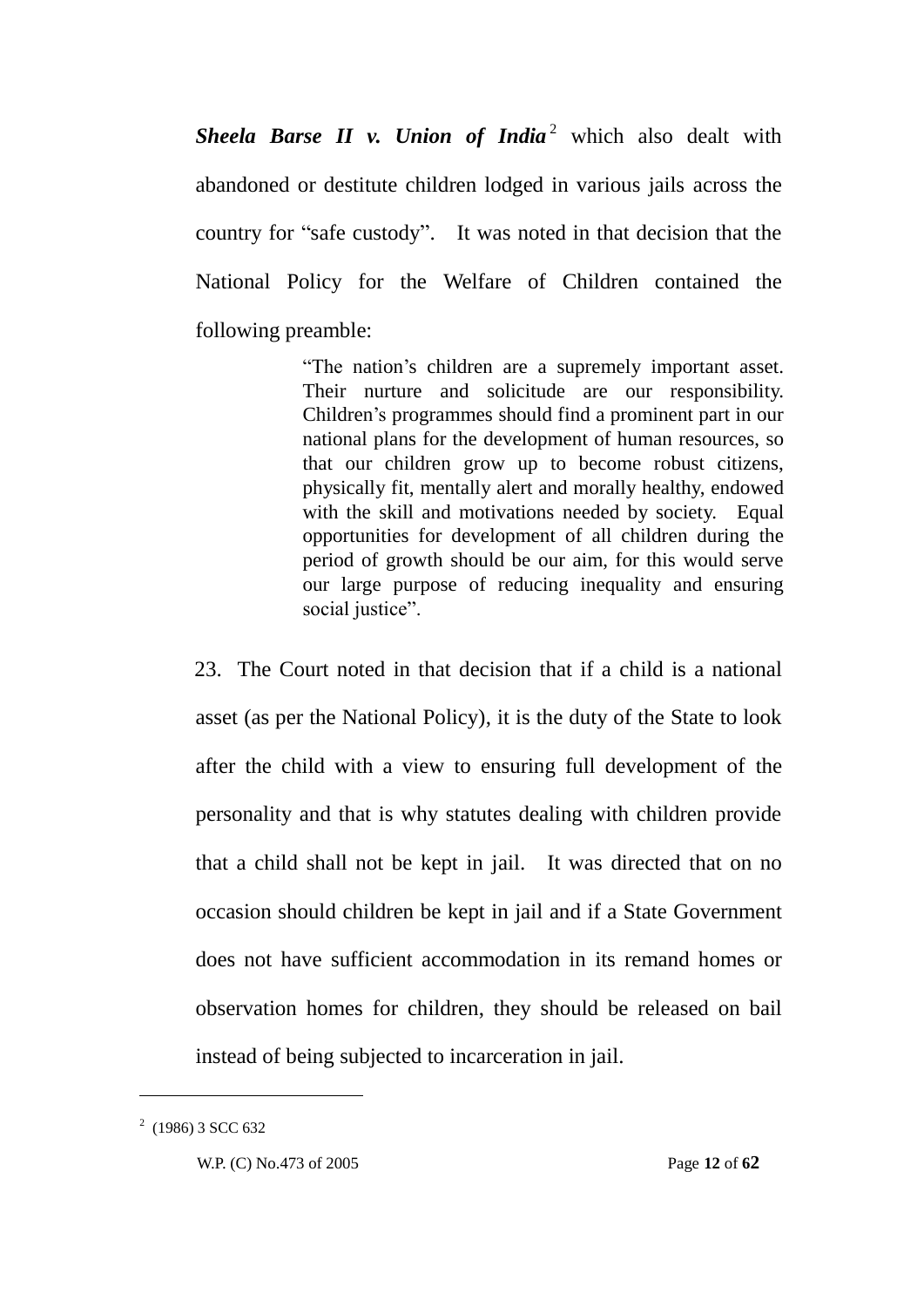***Sheela Barse II v. Union of India***[2] which also dealt with abandoned or destitute children lodged in various jails across the country for "safe custody". It was noted in that decision that the National Policy for the Welfare of Children contained the following preamble:

> "The nation's children are a supremely important asset. Their nurture and solicitude are our responsibility. Children's programmes should find a prominent part in our national plans for the development of human resources, so that our children grow up to become robust citizens, physically fit, mentally alert and morally healthy, endowed with the skill and motivations needed by society. Equal opportunities for development of all children during the period of growth should be our aim, for this would serve our large purpose of reducing inequality and ensuring social justice".

23. The Court noted in that decision that if a child is a national asset (as per the National Policy), it is the duty of the State to look after the child with a view to ensuring full development of the personality and that is why statutes dealing with children provide that a child shall not be kept in jail. It was directed that on no occasion should children be kept in jail and if a State Government does not have sufficient accommodation in its remand homes or observation homes for children, they should be released on bail instead of being subjected to incarceration in jail.

---

[2] (1986) 3 SCC 632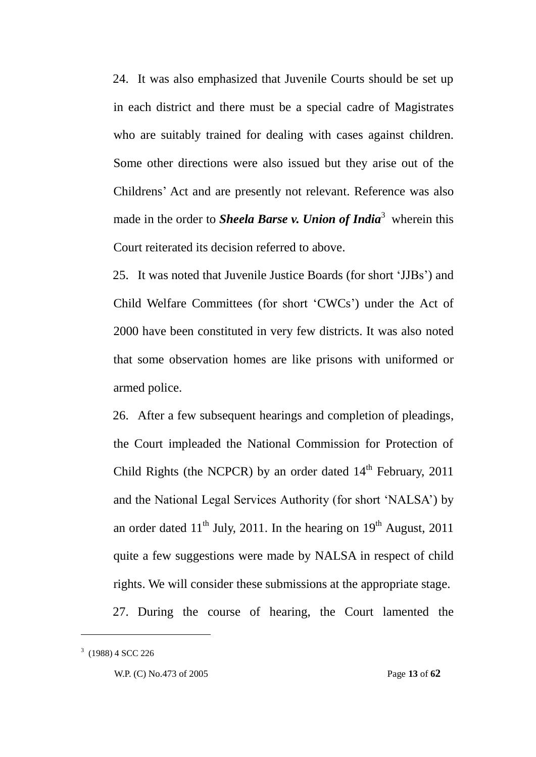24. It was also emphasized that Juvenile Courts should be set up in each district and there must be a special cadre of Magistrates who are suitably trained for dealing with cases against children. Some other directions were also issued but they arise out of the Childrens' Act and are presently not relevant. Reference was also made in the order to ***Sheela Barse v. Union of India***[3] wherein this Court reiterated its decision referred to above.

25. It was noted that Juvenile Justice Boards (for short 'JJBs') and Child Welfare Committees (for short 'CWCs') under the Act of 2000 have been constituted in very few districts. It was also noted that some observation homes are like prisons with uniformed or armed police.

26. After a few subsequent hearings and completion of pleadings, the Court impleaded the National Commission for Protection of Child Rights (the NCPCR) by an order dated 14th February, 2011 and the National Legal Services Authority (for short 'NALSA') by an order dated 11th July, 2011. In the hearing on 19th August, 2011 quite a few suggestions were made by NALSA in respect of child rights. We will consider these submissions at the appropriate stage.

27. During the course of hearing, the Court lamented the

---

[3] (1988) 4 SCC 226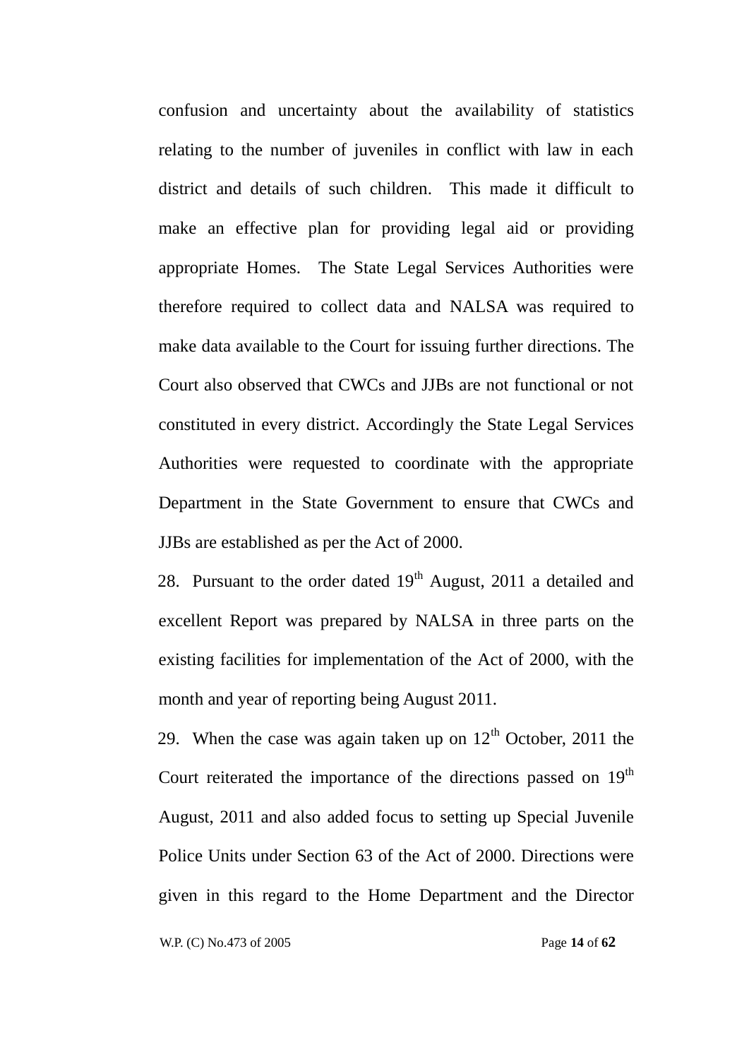confusion and uncertainty about the availability of statistics relating to the number of juveniles in conflict with law in each district and details of such children. This made it difficult to make an effective plan for providing legal aid or providing appropriate Homes. The State Legal Services Authorities were therefore required to collect data and NALSA was required to make data available to the Court for issuing further directions. The Court also observed that CWCs and JJBs are not functional or not constituted in every district. Accordingly the State Legal Services Authorities were requested to coordinate with the appropriate Department in the State Government to ensure that CWCs and JJBs are established as per the Act of 2000.

28. Pursuant to the order dated 19th August, 2011 a detailed and excellent Report was prepared by NALSA in three parts on the existing facilities for implementation of the Act of 2000, with the month and year of reporting being August 2011.

29. When the case was again taken up on 12th October, 2011 the Court reiterated the importance of the directions passed on 19th August, 2011 and also added focus to setting up Special Juvenile Police Units under Section 63 of the Act of 2000. Directions were given in this regard to the Home Department and the Director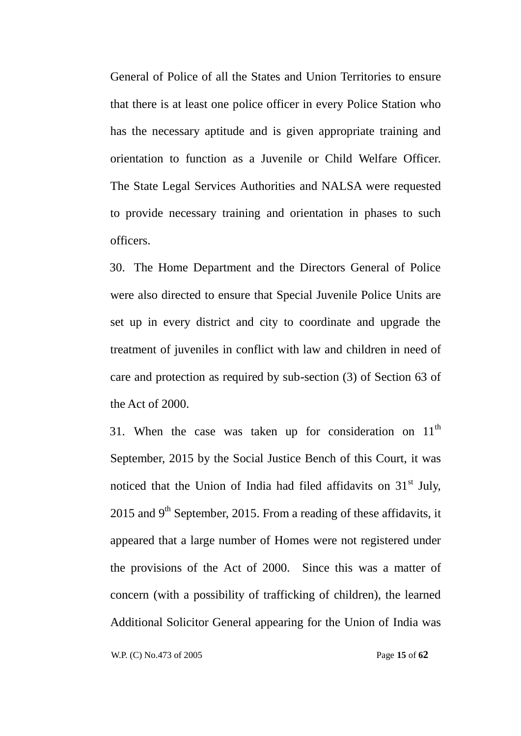General of Police of all the States and Union Territories to ensure that there is at least one police officer in every Police Station who has the necessary aptitude and is given appropriate training and orientation to function as a Juvenile or Child Welfare Officer. The State Legal Services Authorities and NALSA were requested to provide necessary training and orientation in phases to such officers.

30. The Home Department and the Directors General of Police were also directed to ensure that Special Juvenile Police Units are set up in every district and city to coordinate and upgrade the treatment of juveniles in conflict with law and children in need of care and protection as required by sub-section (3) of Section 63 of the Act of 2000.

31. When the case was taken up for consideration on 11th September, 2015 by the Social Justice Bench of this Court, it was noticed that the Union of India had filed affidavits on 31st July, 2015 and 9th September, 2015. From a reading of these affidavits, it appeared that a large number of Homes were not registered under the provisions of the Act of 2000. Since this was a matter of concern (with a possibility of trafficking of children), the learned Additional Solicitor General appearing for the Union of India was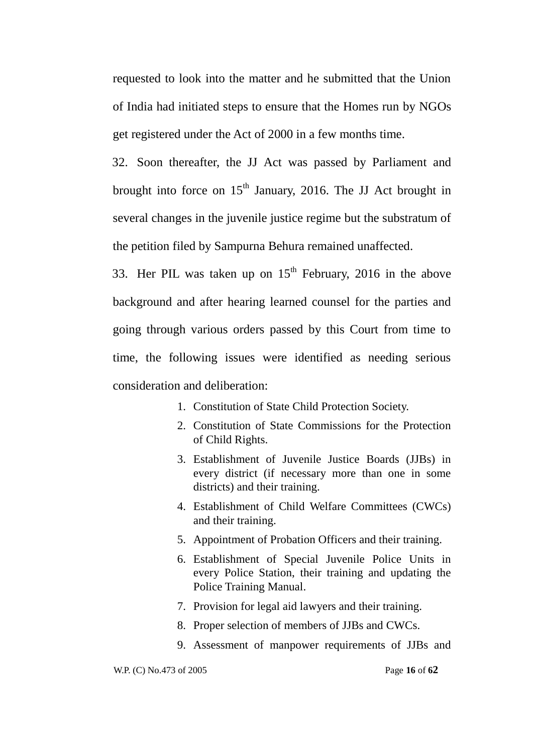requested to look into the matter and he submitted that the Union of India had initiated steps to ensure that the Homes run by NGOs get registered under the Act of 2000 in a few months time.

32. Soon thereafter, the JJ Act was passed by Parliament and brought into force on 15th January, 2016. The JJ Act brought in several changes in the juvenile justice regime but the substratum of the petition filed by Sampurna Behura remained unaffected.

33. Her PIL was taken up on 15th February, 2016 in the above background and after hearing learned counsel for the parties and going through various orders passed by this Court from time to time, the following issues were identified as needing serious consideration and deliberation:

1. Constitution of State Child Protection Society.
2. Constitution of State Commissions for the Protection of Child Rights.
3. Establishment of Juvenile Justice Boards (JJBs) in every district (if necessary more than one in some districts) and their training.
4. Establishment of Child Welfare Committees (CWCs) and their training.
5. Appointment of Probation Officers and their training.
6. Establishment of Special Juvenile Police Units in every Police Station, their training and updating the Police Training Manual.
7. Provision for legal aid lawyers and their training.
8. Proper selection of members of JJBs and CWCs.
9. Assessment of manpower requirements of JJBs and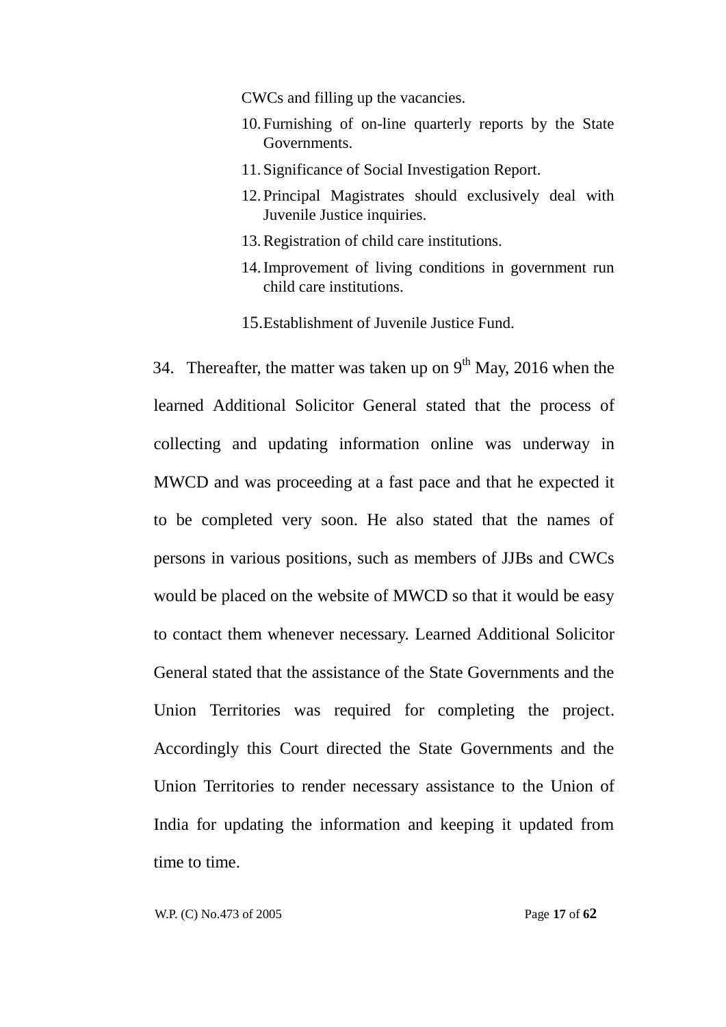CWCs and filling up the vacancies.

10. Furnishing of on-line quarterly reports by the State Governments.
11. Significance of Social Investigation Report.
12. Principal Magistrates should exclusively deal with Juvenile Justice inquiries.
13. Registration of child care institutions.
14. Improvement of living conditions in government run child care institutions.
15. Establishment of Juvenile Justice Fund.

34. Thereafter, the matter was taken up on 9th May, 2016 when the learned Additional Solicitor General stated that the process of collecting and updating information online was underway in MWCD and was proceeding at a fast pace and that he expected it to be completed very soon. He also stated that the names of persons in various positions, such as members of JJBs and CWCs would be placed on the website of MWCD so that it would be easy to contact them whenever necessary. Learned Additional Solicitor General stated that the assistance of the State Governments and the Union Territories was required for completing the project. Accordingly this Court directed the State Governments and the Union Territories to render necessary assistance to the Union of India for updating the information and keeping it updated from time to time.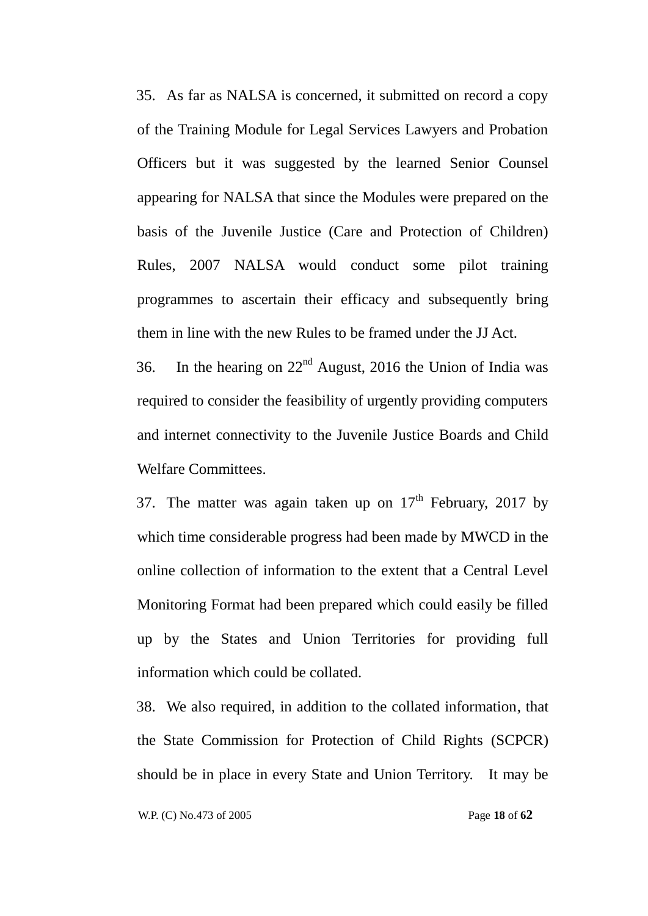35. As far as NALSA is concerned, it submitted on record a copy of the Training Module for Legal Services Lawyers and Probation Officers but it was suggested by the learned Senior Counsel appearing for NALSA that since the Modules were prepared on the basis of the Juvenile Justice (Care and Protection of Children) Rules, 2007 NALSA would conduct some pilot training programmes to ascertain their efficacy and subsequently bring them in line with the new Rules to be framed under the JJ Act.

36. In the hearing on 22nd August, 2016 the Union of India was required to consider the feasibility of urgently providing computers and internet connectivity to the Juvenile Justice Boards and Child Welfare Committees.

37. The matter was again taken up on 17th February, 2017 by which time considerable progress had been made by MWCD in the online collection of information to the extent that a Central Level Monitoring Format had been prepared which could easily be filled up by the States and Union Territories for providing full information which could be collated.

38. We also required, in addition to the collated information, that the State Commission for Protection of Child Rights (SCPCR) should be in place in every State and Union Territory. It may be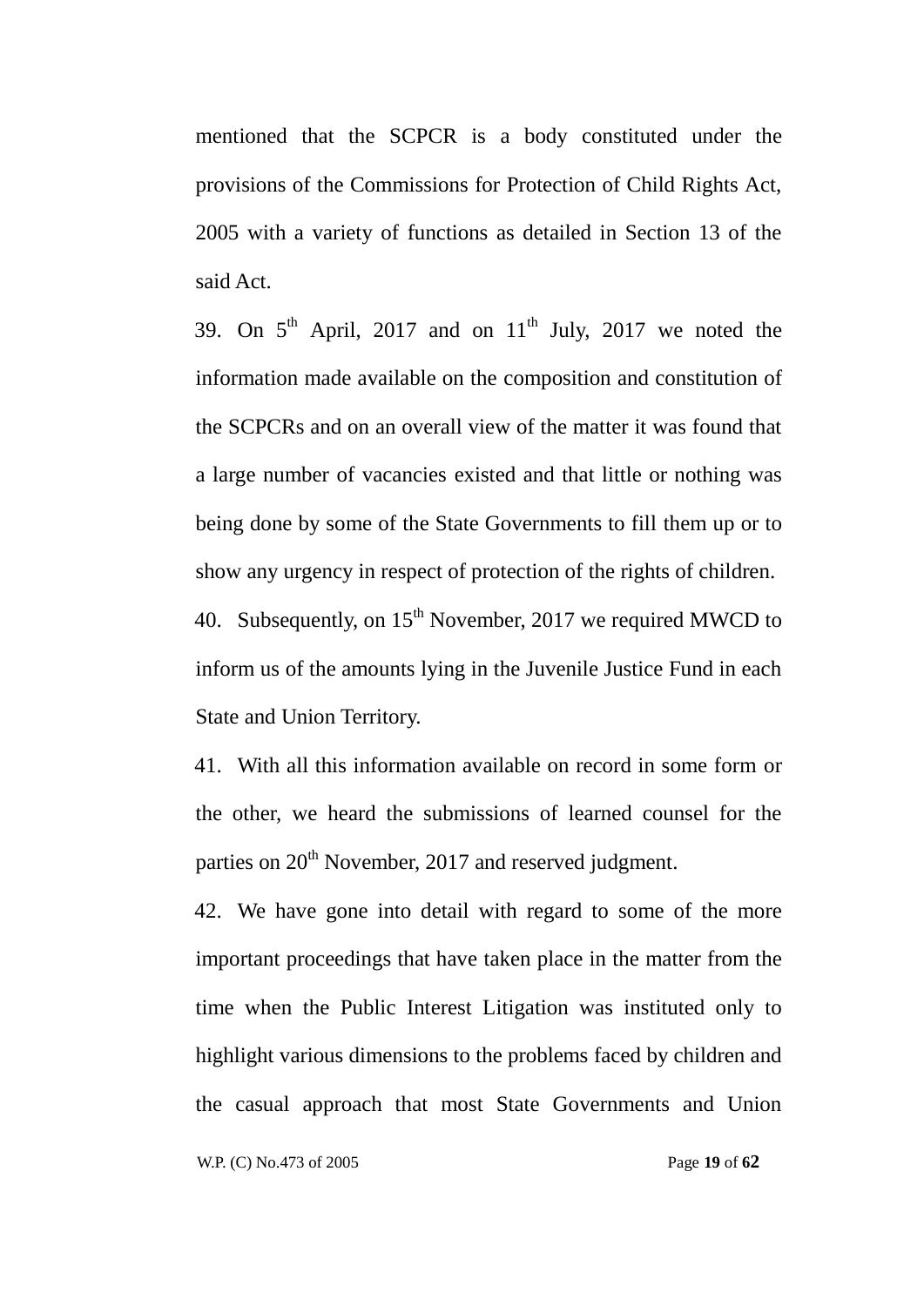mentioned that the SCPCR is a body constituted under the provisions of the Commissions for Protection of Child Rights Act, 2005 with a variety of functions as detailed in Section 13 of the said Act.

39. On 5th April, 2017 and on 11th July, 2017 we noted the information made available on the composition and constitution of the SCPCRs and on an overall view of the matter it was found that a large number of vacancies existed and that little or nothing was being done by some of the State Governments to fill them up or to show any urgency in respect of protection of the rights of children.

40. Subsequently, on 15th November, 2017 we required MWCD to inform us of the amounts lying in the Juvenile Justice Fund in each State and Union Territory.

41. With all this information available on record in some form or the other, we heard the submissions of learned counsel for the parties on 20th November, 2017 and reserved judgment.

42. We have gone into detail with regard to some of the more important proceedings that have taken place in the matter from the time when the Public Interest Litigation was instituted only to highlight various dimensions to the problems faced by children and the casual approach that most State Governments and Union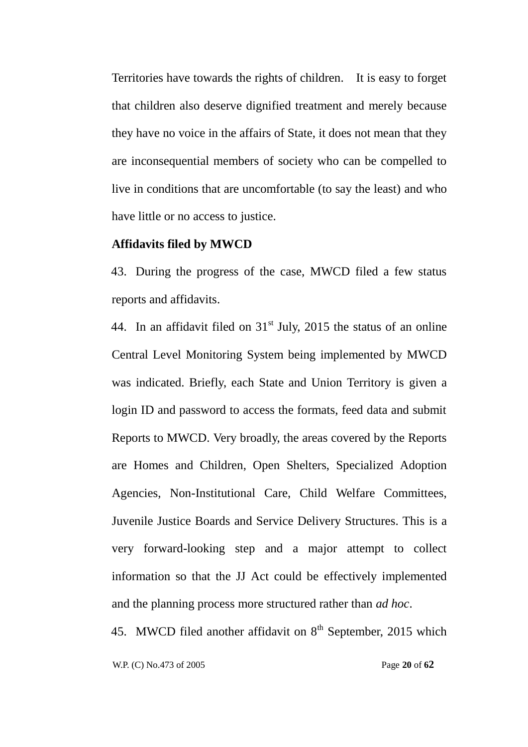Territories have towards the rights of children. It is easy to forget that children also deserve dignified treatment and merely because they have no voice in the affairs of State, it does not mean that they are inconsequential members of society who can be compelled to live in conditions that are uncomfortable (to say the least) and who have little or no access to justice.

**Affidavits filed by MWCD**

43. During the progress of the case, MWCD filed a few status reports and affidavits.

44. In an affidavit filed on 31st July, 2015 the status of an online Central Level Monitoring System being implemented by MWCD was indicated. Briefly, each State and Union Territory is given a login ID and password to access the formats, feed data and submit Reports to MWCD. Very broadly, the areas covered by the Reports are Homes and Children, Open Shelters, Specialized Adoption Agencies, Non-Institutional Care, Child Welfare Committees, Juvenile Justice Boards and Service Delivery Structures. This is a very forward-looking step and a major attempt to collect information so that the JJ Act could be effectively implemented and the planning process more structured rather than *ad hoc*.

45. MWCD filed another affidavit on 8th September, 2015 which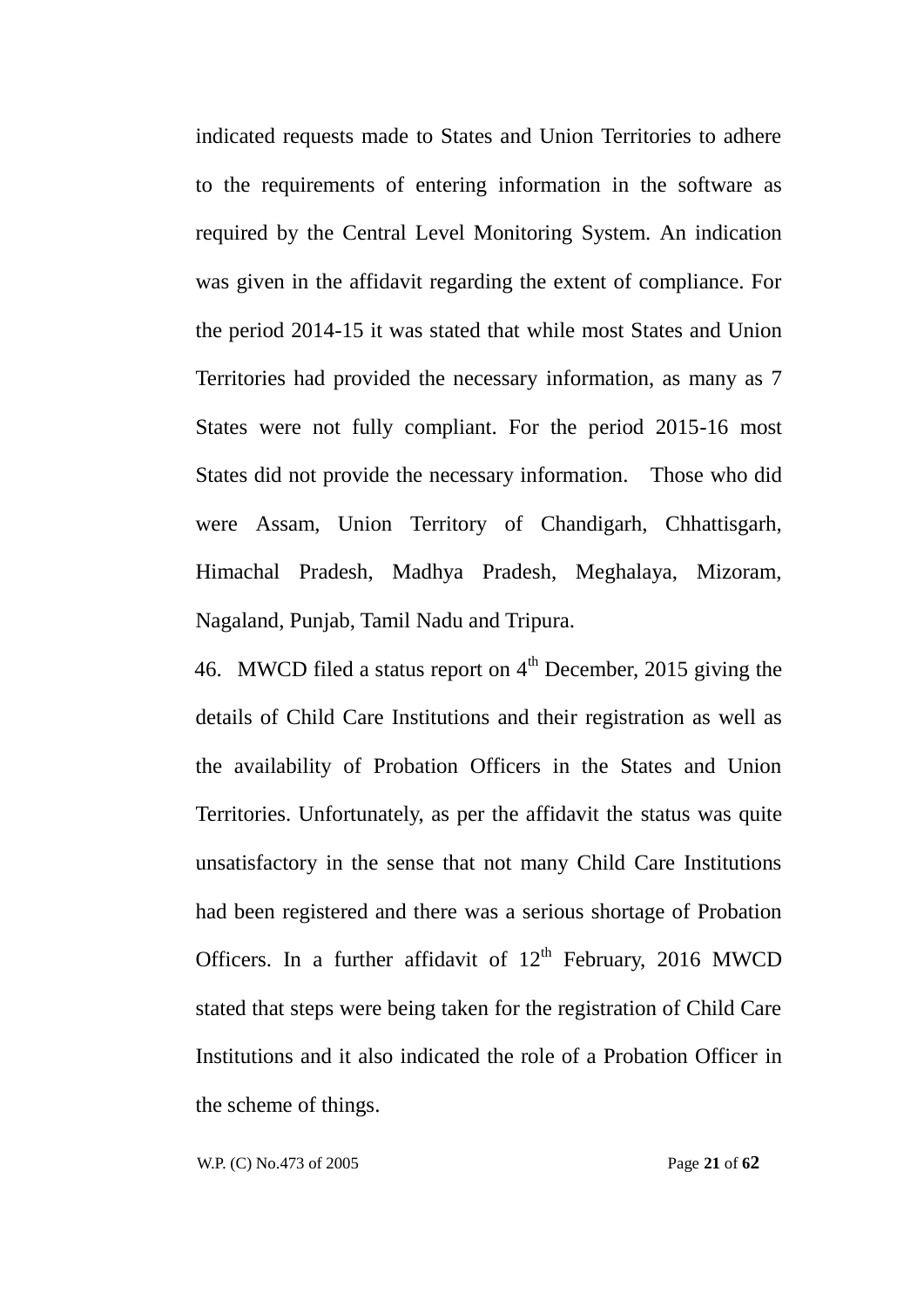indicated requests made to States and Union Territories to adhere to the requirements of entering information in the software as required by the Central Level Monitoring System. An indication was given in the affidavit regarding the extent of compliance. For the period 2014-15 it was stated that while most States and Union Territories had provided the necessary information, as many as 7 States were not fully compliant. For the period 2015-16 most States did not provide the necessary information. Those who did were Assam, Union Territory of Chandigarh, Chhattisgarh, Himachal Pradesh, Madhya Pradesh, Meghalaya, Mizoram, Nagaland, Punjab, Tamil Nadu and Tripura.

46. MWCD filed a status report on 4th December, 2015 giving the details of Child Care Institutions and their registration as well as the availability of Probation Officers in the States and Union Territories. Unfortunately, as per the affidavit the status was quite unsatisfactory in the sense that not many Child Care Institutions had been registered and there was a serious shortage of Probation Officers. In a further affidavit of 12th February, 2016 MWCD stated that steps were being taken for the registration of Child Care Institutions and it also indicated the role of a Probation Officer in the scheme of things.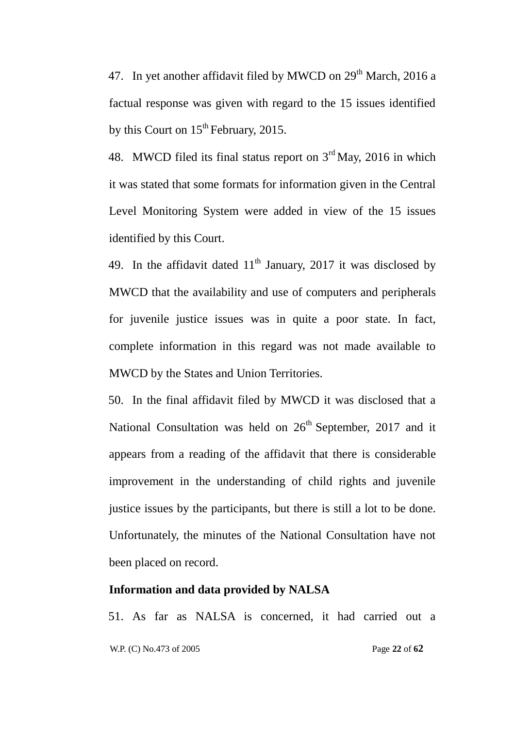47. In yet another affidavit filed by MWCD on 29th March, 2016 a factual response was given with regard to the 15 issues identified by this Court on 15th February, 2015.

48. MWCD filed its final status report on 3rd May, 2016 in which it was stated that some formats for information given in the Central Level Monitoring System were added in view of the 15 issues identified by this Court.

49. In the affidavit dated 11th January, 2017 it was disclosed by MWCD that the availability and use of computers and peripherals for juvenile justice issues was in quite a poor state. In fact, complete information in this regard was not made available to MWCD by the States and Union Territories.

50. In the final affidavit filed by MWCD it was disclosed that a National Consultation was held on 26th September, 2017 and it appears from a reading of the affidavit that there is considerable improvement in the understanding of child rights and juvenile justice issues by the participants, but there is still a lot to be done. Unfortunately, the minutes of the National Consultation have not been placed on record.

**Information and data provided by NALSA**

51. As far as NALSA is concerned, it had carried out a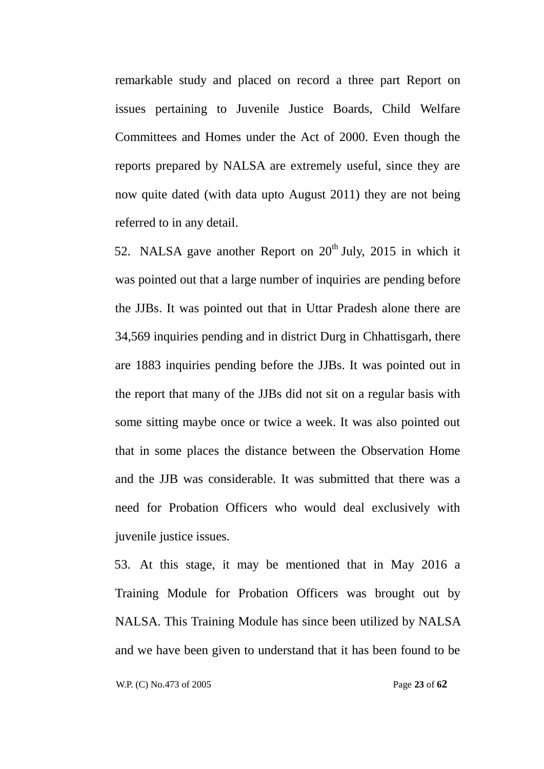remarkable study and placed on record a three part Report on issues pertaining to Juvenile Justice Boards, Child Welfare Committees and Homes under the Act of 2000. Even though the reports prepared by NALSA are extremely useful, since they are now quite dated (with data upto August 2011) they are not being referred to in any detail.

52. NALSA gave another Report on 20th July, 2015 in which it was pointed out that a large number of inquiries are pending before the JJBs. It was pointed out that in Uttar Pradesh alone there are 34,569 inquiries pending and in district Durg in Chhattisgarh, there are 1883 inquiries pending before the JJBs. It was pointed out in the report that many of the JJBs did not sit on a regular basis with some sitting maybe once or twice a week. It was also pointed out that in some places the distance between the Observation Home and the JJB was considerable. It was submitted that there was a need for Probation Officers who would deal exclusively with juvenile justice issues.

53. At this stage, it may be mentioned that in May 2016 a Training Module for Probation Officers was brought out by NALSA. This Training Module has since been utilized by NALSA and we have been given to understand that it has been found to be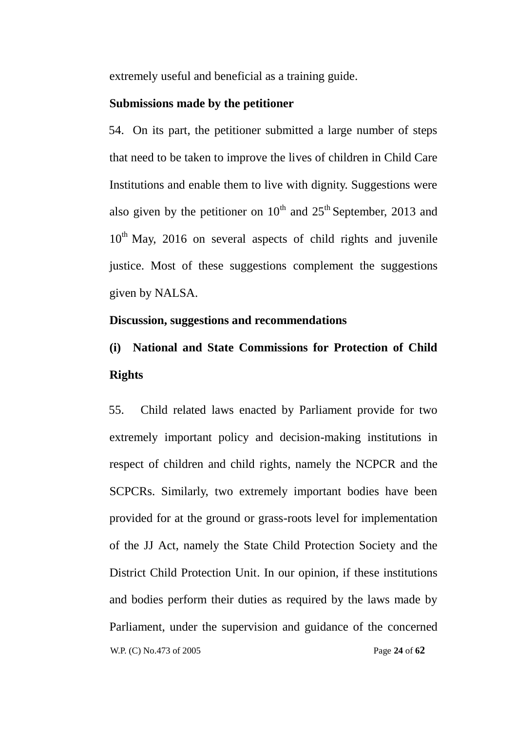extremely useful and beneficial as a training guide.

**Submissions made by the petitioner**

54. On its part, the petitioner submitted a large number of steps that need to be taken to improve the lives of children in Child Care Institutions and enable them to live with dignity. Suggestions were also given by the petitioner on 10th and 25th September, 2013 and 10th May, 2016 on several aspects of child rights and juvenile justice. Most of these suggestions complement the suggestions given by NALSA.

**Discussion, suggestions and recommendations**

**(i) National and State Commissions for Protection of Child Rights**

55. Child related laws enacted by Parliament provide for two extremely important policy and decision-making institutions in respect of children and child rights, namely the NCPCR and the SCPCRs. Similarly, two extremely important bodies have been provided for at the ground or grass-roots level for implementation of the JJ Act, namely the State Child Protection Society and the District Child Protection Unit. In our opinion, if these institutions and bodies perform their duties as required by the laws made by Parliament, under the supervision and guidance of the concerned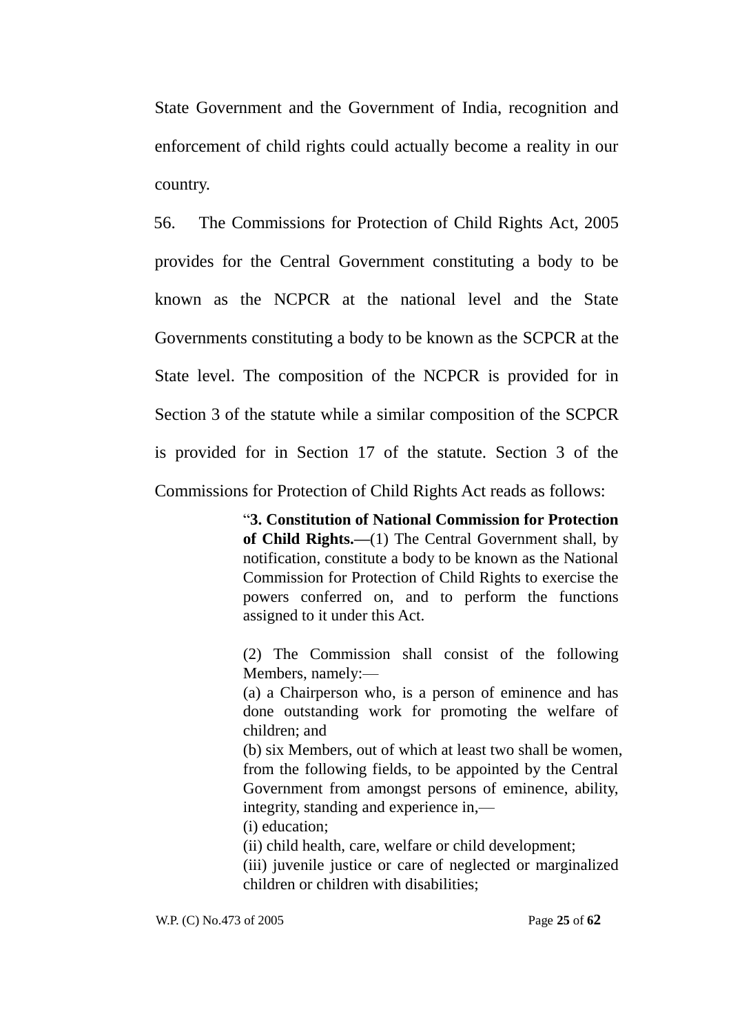State Government and the Government of India, recognition and enforcement of child rights could actually become a reality in our country.

56. The Commissions for Protection of Child Rights Act, 2005 provides for the Central Government constituting a body to be known as the NCPCR at the national level and the State Governments constituting a body to be known as the SCPCR at the State level. The composition of the NCPCR is provided for in Section 3 of the statute while a similar composition of the SCPCR is provided for in Section 17 of the statute. Section 3 of the Commissions for Protection of Child Rights Act reads as follows:

> "**3. Constitution of National Commission for Protection of Child Rights.—**(1) The Central Government shall, by notification, constitute a body to be known as the National Commission for Protection of Child Rights to exercise the powers conferred on, and to perform the functions assigned to it under this Act.
>
> (2) The Commission shall consist of the following Members, namely:—
> (a) a Chairperson who, is a person of eminence and has done outstanding work for promoting the welfare of children; and
> (b) six Members, out of which at least two shall be women, from the following fields, to be appointed by the Central Government from amongst persons of eminence, ability, integrity, standing and experience in,—
> (i) education;
> (ii) child health, care, welfare or child development;
> (iii) juvenile justice or care of neglected or marginalized children or children with disabilities;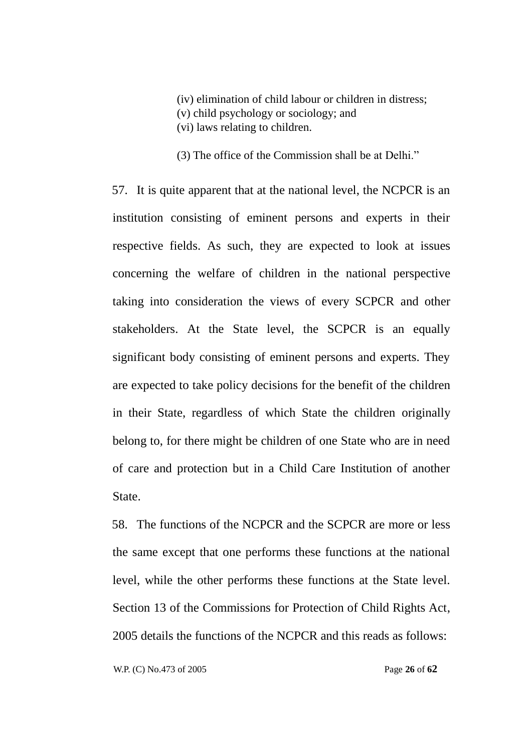> (iv) elimination of child labour or children in distress;
> (v) child psychology or sociology; and
> (vi) laws relating to children.
>
> (3) The office of the Commission shall be at Delhi."

57. It is quite apparent that at the national level, the NCPCR is an institution consisting of eminent persons and experts in their respective fields. As such, they are expected to look at issues concerning the welfare of children in the national perspective taking into consideration the views of every SCPCR and other stakeholders. At the State level, the SCPCR is an equally significant body consisting of eminent persons and experts. They are expected to take policy decisions for the benefit of the children in their State, regardless of which State the children originally belong to, for there might be children of one State who are in need of care and protection but in a Child Care Institution of another State.

58. The functions of the NCPCR and the SCPCR are more or less the same except that one performs these functions at the national level, while the other performs these functions at the State level. Section 13 of the Commissions for Protection of Child Rights Act, 2005 details the functions of the NCPCR and this reads as follows: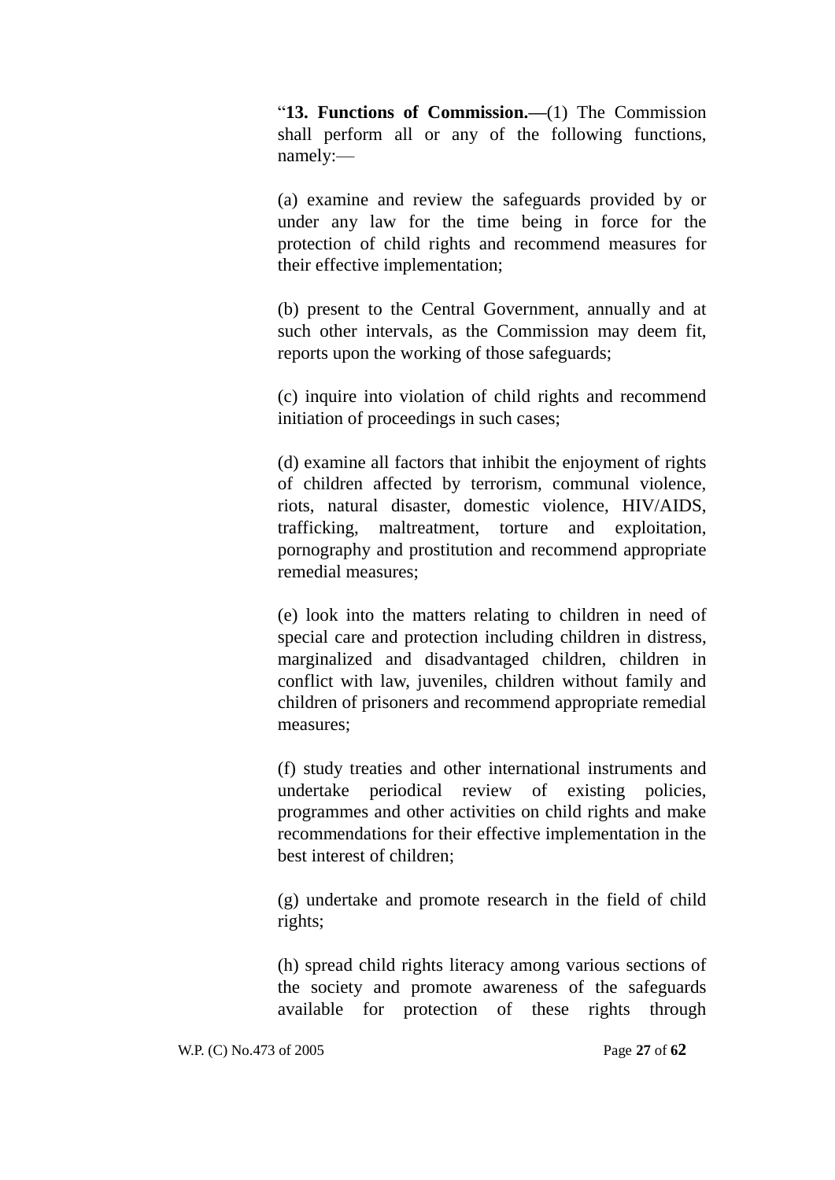"**13. Functions of Commission.—**(1) The Commission shall perform all or any of the following functions, namely:—

(a) examine and review the safeguards provided by or under any law for the time being in force for the protection of child rights and recommend measures for their effective implementation;

(b) present to the Central Government, annually and at such other intervals, as the Commission may deem fit, reports upon the working of those safeguards;

(c) inquire into violation of child rights and recommend initiation of proceedings in such cases;

(d) examine all factors that inhibit the enjoyment of rights of children affected by terrorism, communal violence, riots, natural disaster, domestic violence, HIV/AIDS, trafficking, maltreatment, torture and exploitation, pornography and prostitution and recommend appropriate remedial measures;

(e) look into the matters relating to children in need of special care and protection including children in distress, marginalized and disadvantaged children, children in conflict with law, juveniles, children without family and children of prisoners and recommend appropriate remedial measures;

(f) study treaties and other international instruments and undertake periodical review of existing policies, programmes and other activities on child rights and make recommendations for their effective implementation in the best interest of children;

(g) undertake and promote research in the field of child rights;

(h) spread child rights literacy among various sections of the society and promote awareness of the safeguards available for protection of these rights through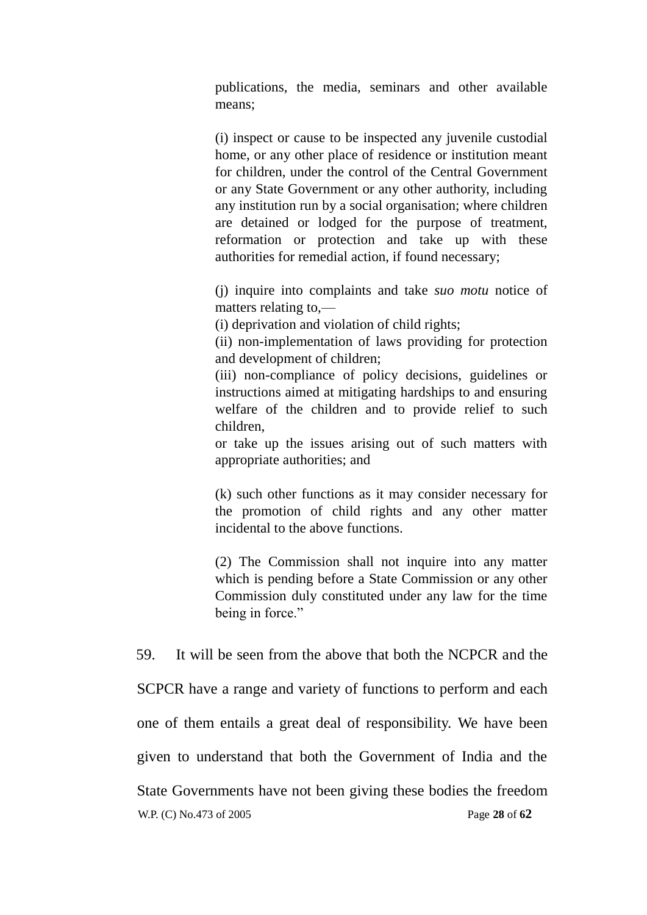> publications, the media, seminars and other available means;
>
> (i) inspect or cause to be inspected any juvenile custodial home, or any other place of residence or institution meant for children, under the control of the Central Government or any State Government or any other authority, including any institution run by a social organisation; where children are detained or lodged for the purpose of treatment, reformation or protection and take up with these authorities for remedial action, if found necessary;
>
> (j) inquire into complaints and take *suo motu* notice of matters relating to,—
> (i) deprivation and violation of child rights;
> (ii) non-implementation of laws providing for protection and development of children;
> (iii) non-compliance of policy decisions, guidelines or instructions aimed at mitigating hardships to and ensuring welfare of the children and to provide relief to such children,
> or take up the issues arising out of such matters with appropriate authorities; and
>
> (k) such other functions as it may consider necessary for the promotion of child rights and any other matter incidental to the above functions.
>
> (2) The Commission shall not inquire into any matter which is pending before a State Commission or any other Commission duly constituted under any law for the time being in force."

59. It will be seen from the above that both the NCPCR and the SCPCR have a range and variety of functions to perform and each one of them entails a great deal of responsibility. We have been given to understand that both the Government of India and the State Governments have not been giving these bodies the freedom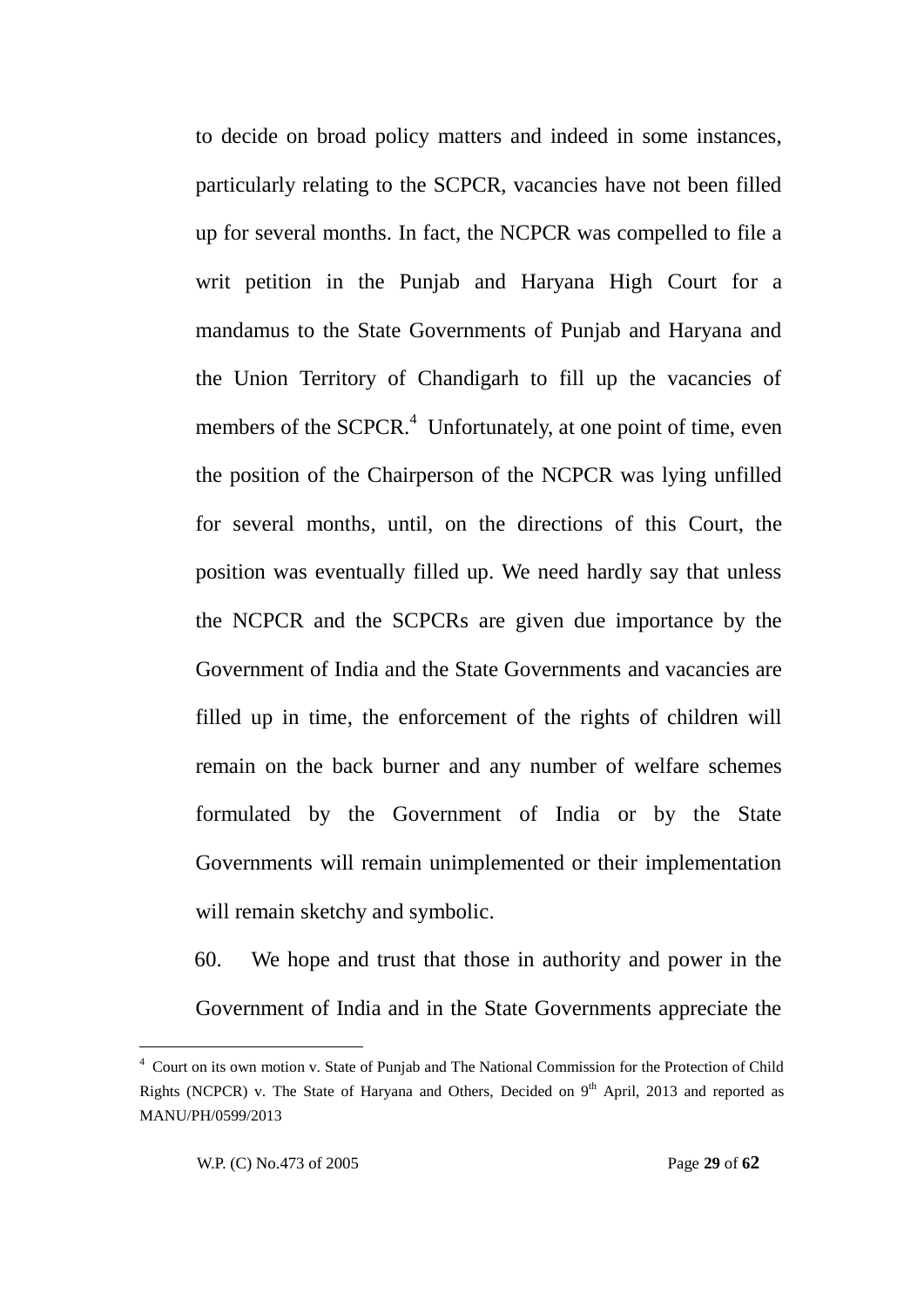to decide on broad policy matters and indeed in some instances, particularly relating to the SCPCR, vacancies have not been filled up for several months. In fact, the NCPCR was compelled to file a writ petition in the Punjab and Haryana High Court for a mandamus to the State Governments of Punjab and Haryana and the Union Territory of Chandigarh to fill up the vacancies of members of the SCPCR.[4] Unfortunately, at one point of time, even the position of the Chairperson of the NCPCR was lying unfilled for several months, until, on the directions of this Court, the position was eventually filled up. We need hardly say that unless the NCPCR and the SCPCRs are given due importance by the Government of India and the State Governments and vacancies are filled up in time, the enforcement of the rights of children will remain on the back burner and any number of welfare schemes formulated by the Government of India or by the State Governments will remain unimplemented or their implementation will remain sketchy and symbolic.

60. We hope and trust that those in authority and power in the Government of India and in the State Governments appreciate the

---

[4] Court on its own motion v. State of Punjab and The National Commission for the Protection of Child Rights (NCPCR) v. The State of Haryana and Others, Decided on 9th April, 2013 and reported as MANU/PH/0599/2013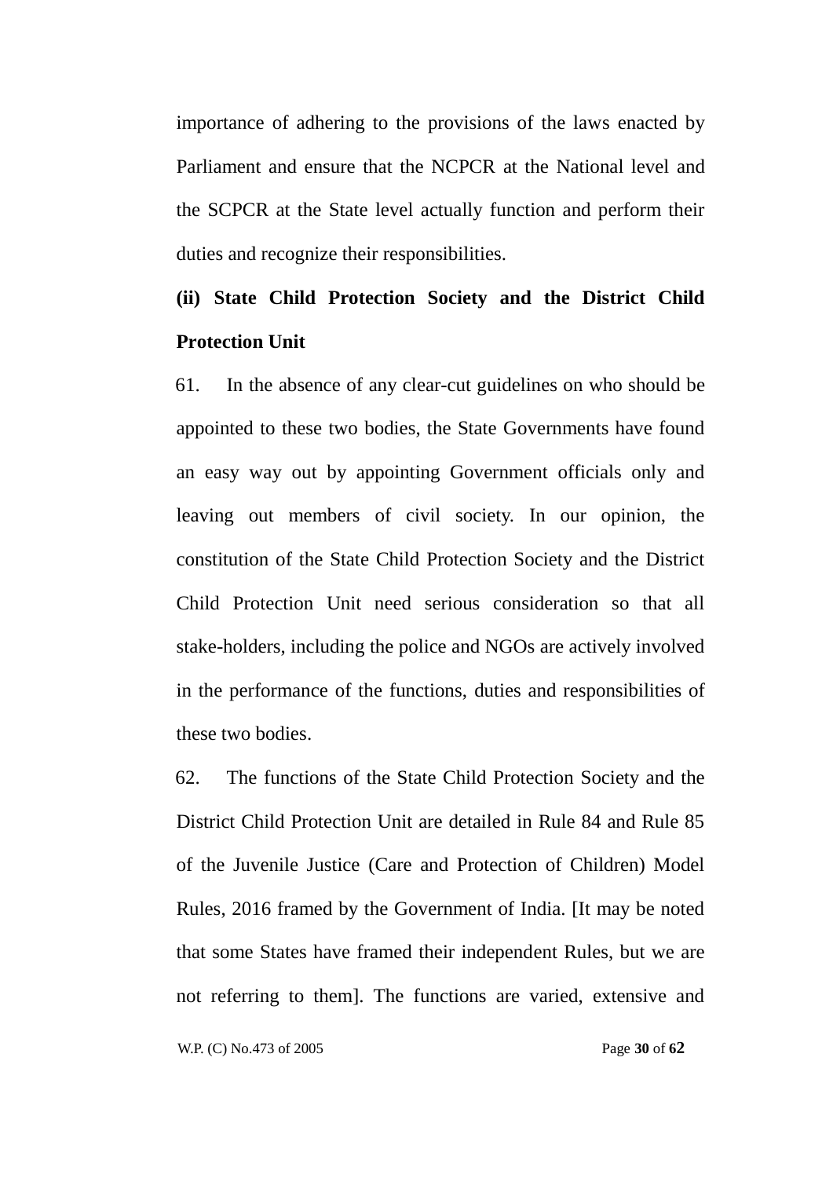importance of adhering to the provisions of the laws enacted by Parliament and ensure that the NCPCR at the National level and the SCPCR at the State level actually function and perform their duties and recognize their responsibilities.

**(ii) State Child Protection Society and the District Child Protection Unit**

61. In the absence of any clear-cut guidelines on who should be appointed to these two bodies, the State Governments have found an easy way out by appointing Government officials only and leaving out members of civil society. In our opinion, the constitution of the State Child Protection Society and the District Child Protection Unit need serious consideration so that all stake-holders, including the police and NGOs are actively involved in the performance of the functions, duties and responsibilities of these two bodies.

62. The functions of the State Child Protection Society and the District Child Protection Unit are detailed in Rule 84 and Rule 85 of the Juvenile Justice (Care and Protection of Children) Model Rules, 2016 framed by the Government of India. [It may be noted that some States have framed their independent Rules, but we are not referring to them]. The functions are varied, extensive and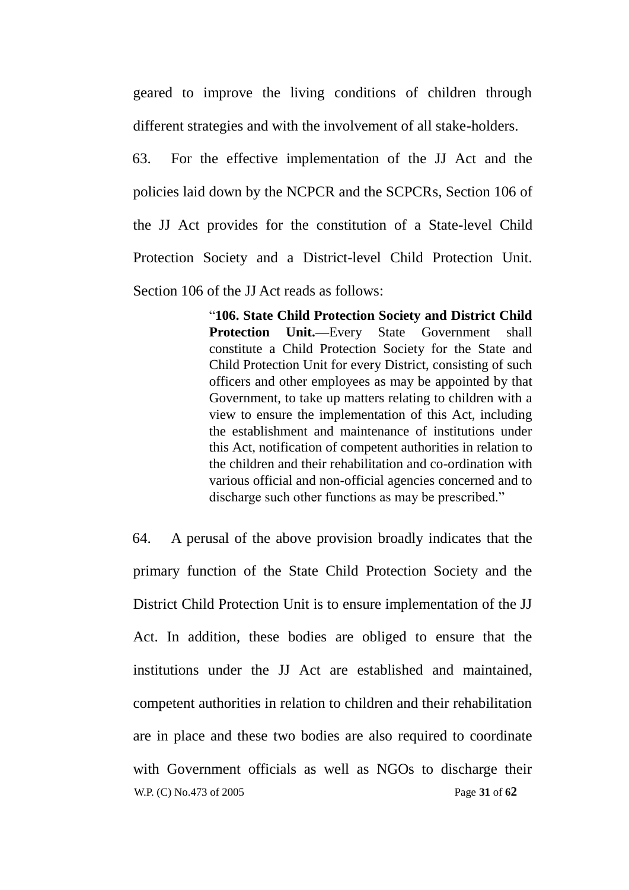geared to improve the living conditions of children through different strategies and with the involvement of all stake-holders.

63. For the effective implementation of the JJ Act and the policies laid down by the NCPCR and the SCPCRs, Section 106 of the JJ Act provides for the constitution of a State-level Child Protection Society and a District-level Child Protection Unit. Section 106 of the JJ Act reads as follows:

> "**106. State Child Protection Society and District Child Protection Unit.—**Every State Government shall constitute a Child Protection Society for the State and Child Protection Unit for every District, consisting of such officers and other employees as may be appointed by that Government, to take up matters relating to children with a view to ensure the implementation of this Act, including the establishment and maintenance of institutions under this Act, notification of competent authorities in relation to the children and their rehabilitation and co-ordination with various official and non-official agencies concerned and to discharge such other functions as may be prescribed."

64. A perusal of the above provision broadly indicates that the primary function of the State Child Protection Society and the District Child Protection Unit is to ensure implementation of the JJ Act. In addition, these bodies are obliged to ensure that the institutions under the JJ Act are established and maintained, competent authorities in relation to children and their rehabilitation are in place and these two bodies are also required to coordinate with Government officials as well as NGOs to discharge their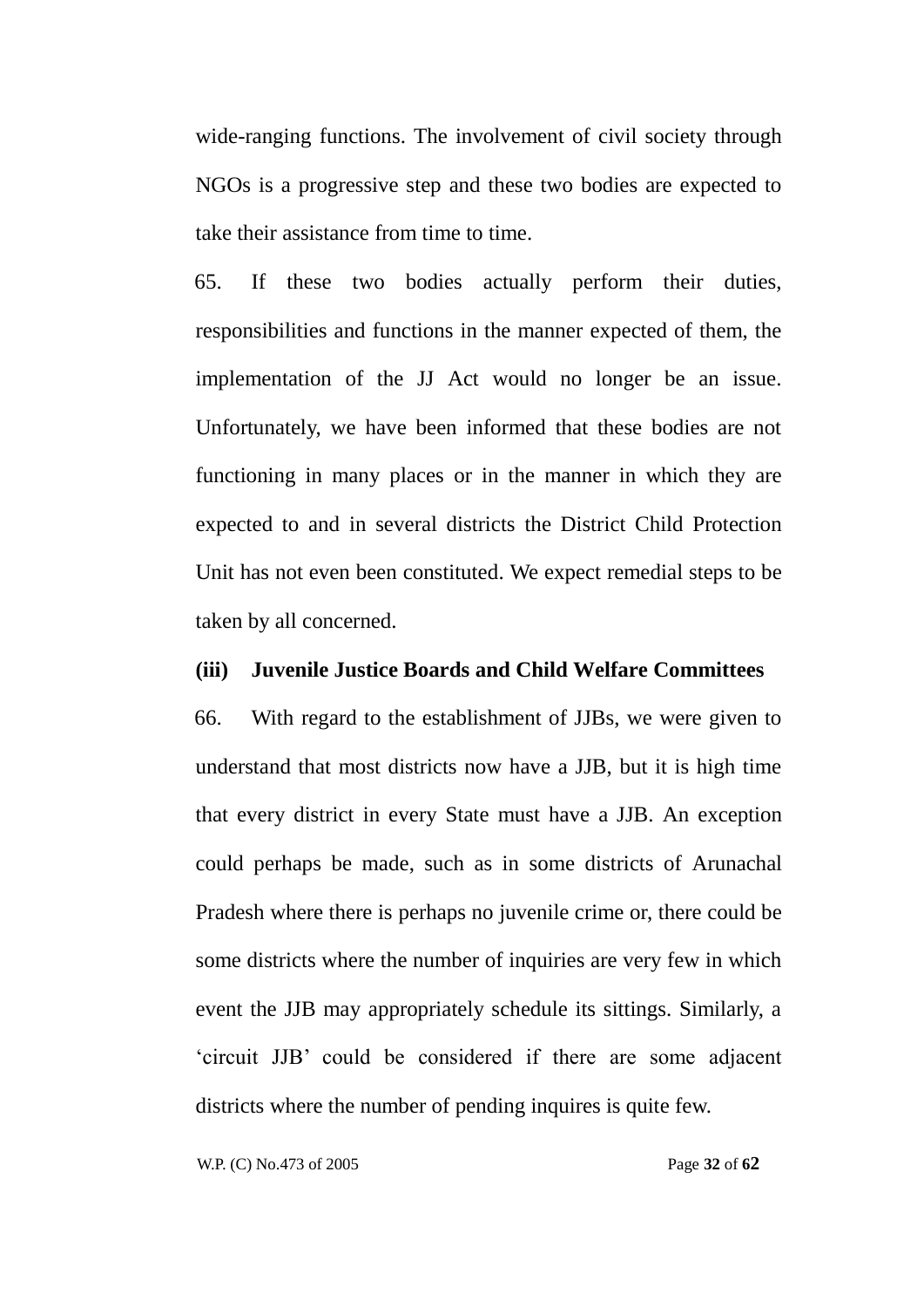wide-ranging functions. The involvement of civil society through NGOs is a progressive step and these two bodies are expected to take their assistance from time to time.

65. If these two bodies actually perform their duties, responsibilities and functions in the manner expected of them, the implementation of the JJ Act would no longer be an issue. Unfortunately, we have been informed that these bodies are not functioning in many places or in the manner in which they are expected to and in several districts the District Child Protection Unit has not even been constituted. We expect remedial steps to be taken by all concerned.

**(iii) Juvenile Justice Boards and Child Welfare Committees**

66. With regard to the establishment of JJBs, we were given to understand that most districts now have a JJB, but it is high time that every district in every State must have a JJB. An exception could perhaps be made, such as in some districts of Arunachal Pradesh where there is perhaps no juvenile crime or, there could be some districts where the number of inquiries are very few in which event the JJB may appropriately schedule its sittings. Similarly, a 'circuit JJB' could be considered if there are some adjacent districts where the number of pending inquires is quite few.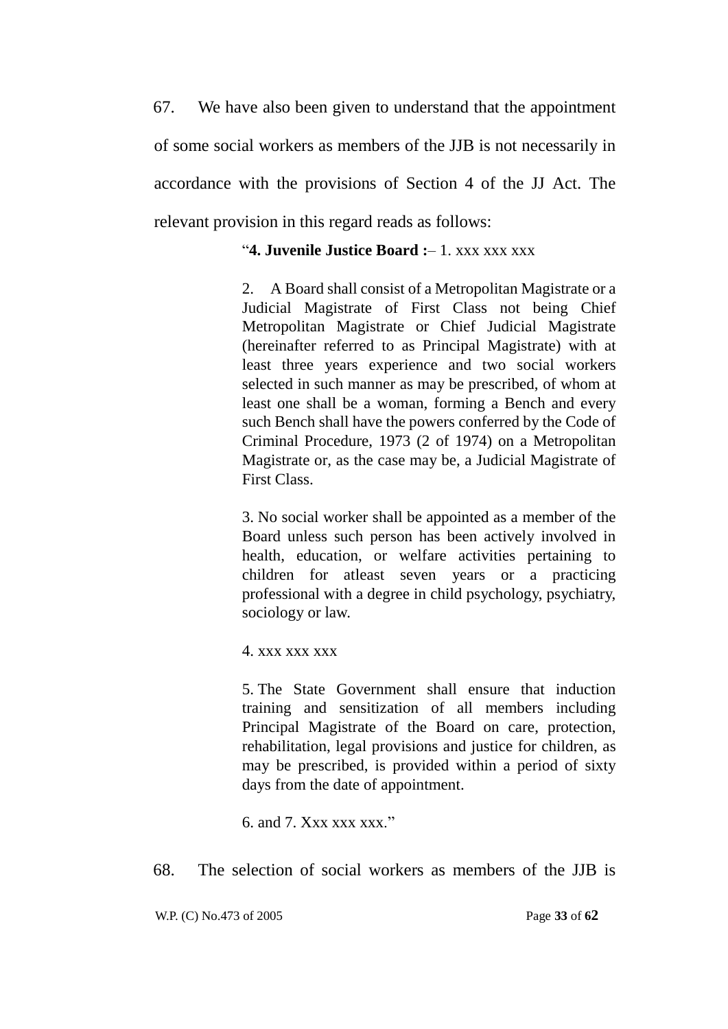67. We have also been given to understand that the appointment of some social workers as members of the JJB is not necessarily in accordance with the provisions of Section 4 of the JJ Act. The relevant provision in this regard reads as follows:

> "**4. Juvenile Justice Board :**– 1. xxx xxx xxx
>
> 2. A Board shall consist of a Metropolitan Magistrate or a Judicial Magistrate of First Class not being Chief Metropolitan Magistrate or Chief Judicial Magistrate (hereinafter referred to as Principal Magistrate) with at least three years experience and two social workers selected in such manner as may be prescribed, of whom at least one shall be a woman, forming a Bench and every such Bench shall have the powers conferred by the Code of Criminal Procedure, 1973 (2 of 1974) on a Metropolitan Magistrate or, as the case may be, a Judicial Magistrate of First Class.
>
> 3. No social worker shall be appointed as a member of the Board unless such person has been actively involved in health, education, or welfare activities pertaining to children for atleast seven years or a practicing professional with a degree in child psychology, psychiatry, sociology or law.
>
> 4. xxx xxx xxx
>
> 5. The State Government shall ensure that induction training and sensitization of all members including Principal Magistrate of the Board on care, protection, rehabilitation, legal provisions and justice for children, as may be prescribed, is provided within a period of sixty days from the date of appointment.
>
> 6. and 7. Xxx xxx xxx."

68. The selection of social workers as members of the JJB is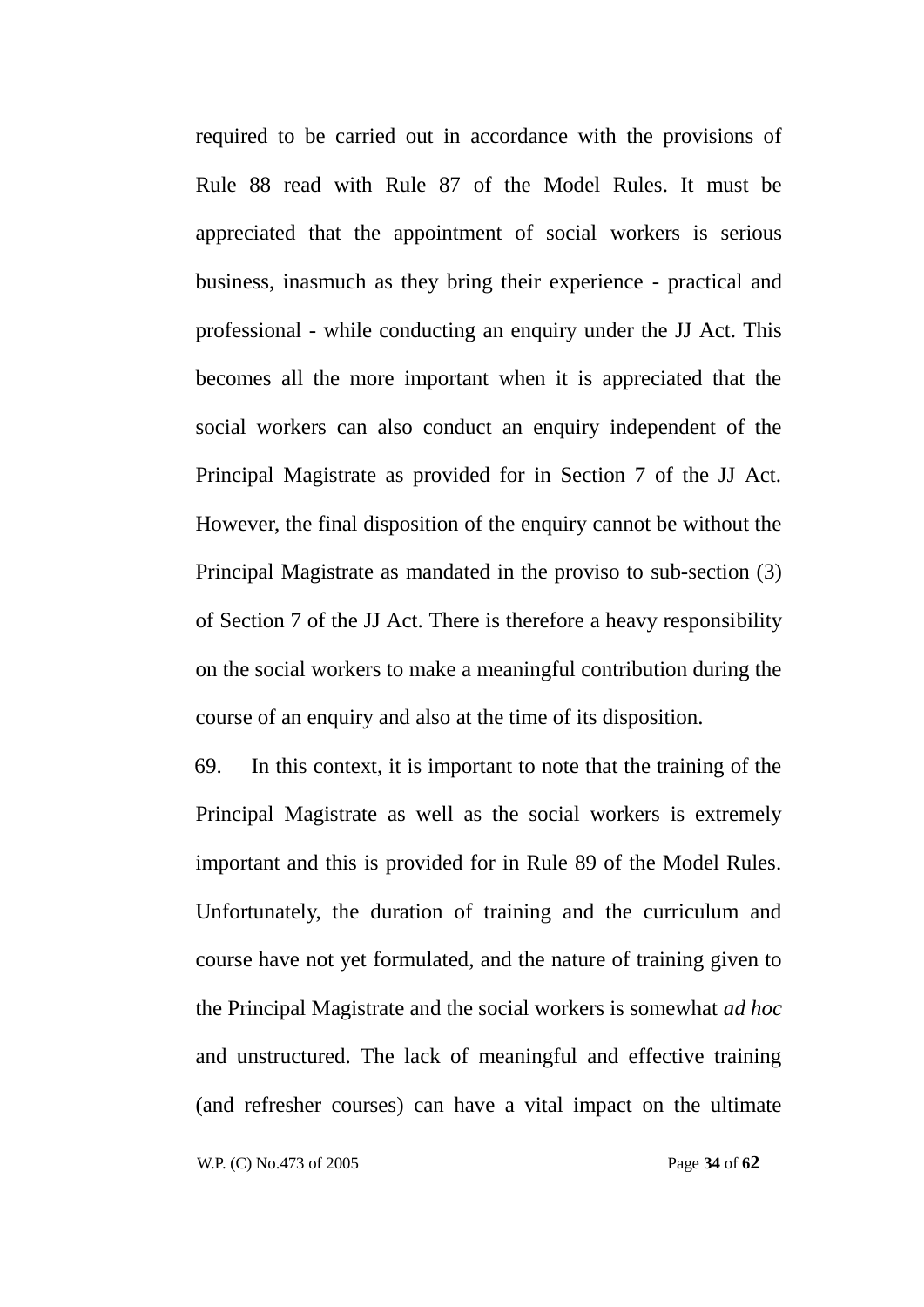required to be carried out in accordance with the provisions of Rule 88 read with Rule 87 of the Model Rules. It must be appreciated that the appointment of social workers is serious business, inasmuch as they bring their experience - practical and professional - while conducting an enquiry under the JJ Act. This becomes all the more important when it is appreciated that the social workers can also conduct an enquiry independent of the Principal Magistrate as provided for in Section 7 of the JJ Act. However, the final disposition of the enquiry cannot be without the Principal Magistrate as mandated in the proviso to sub-section (3) of Section 7 of the JJ Act. There is therefore a heavy responsibility on the social workers to make a meaningful contribution during the course of an enquiry and also at the time of its disposition.

69. In this context, it is important to note that the training of the Principal Magistrate as well as the social workers is extremely important and this is provided for in Rule 89 of the Model Rules. Unfortunately, the duration of training and the curriculum and course have not yet formulated, and the nature of training given to the Principal Magistrate and the social workers is somewhat *ad hoc* and unstructured. The lack of meaningful and effective training (and refresher courses) can have a vital impact on the ultimate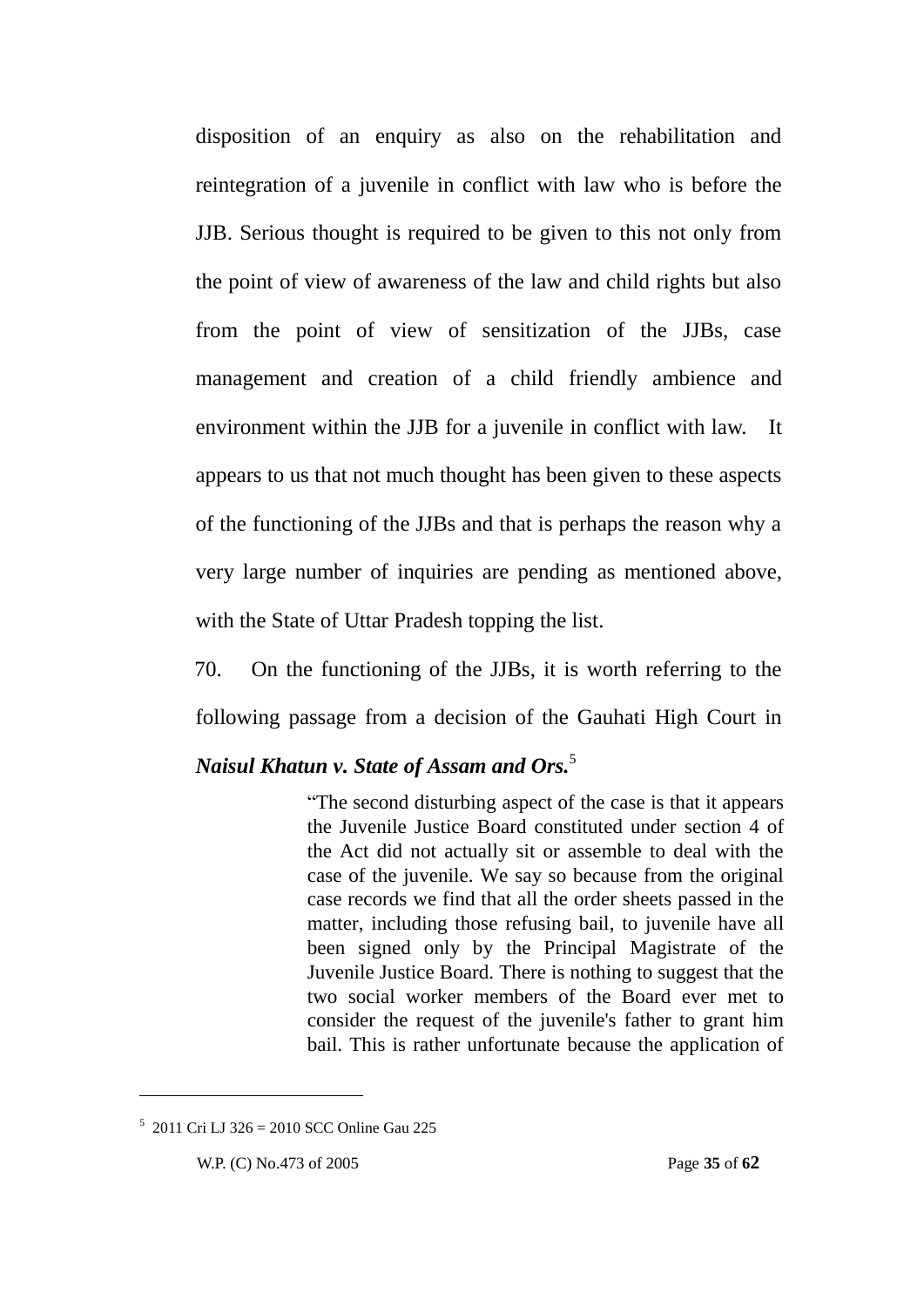disposition of an enquiry as also on the rehabilitation and reintegration of a juvenile in conflict with law who is before the JJB. Serious thought is required to be given to this not only from the point of view of awareness of the law and child rights but also from the point of view of sensitization of the JJBs, case management and creation of a child friendly ambience and environment within the JJB for a juvenile in conflict with law. It appears to us that not much thought has been given to these aspects of the functioning of the JJBs and that is perhaps the reason why a very large number of inquiries are pending as mentioned above, with the State of Uttar Pradesh topping the list.

70. On the functioning of the JJBs, it is worth referring to the following passage from a decision of the Gauhati High Court in ***Naisul Khatun v. State of Assam and Ors.***[5]

> "The second disturbing aspect of the case is that it appears the Juvenile Justice Board constituted under section 4 of the Act did not actually sit or assemble to deal with the case of the juvenile. We say so because from the original case records we find that all the order sheets passed in the matter, including those refusing bail, to juvenile have all been signed only by the Principal Magistrate of the Juvenile Justice Board. There is nothing to suggest that the two social worker members of the Board ever met to consider the request of the juvenile's father to grant him bail. This is rather unfortunate because the application of

---

[5] 2011 Cri LJ 326 = 2010 SCC Online Gau 225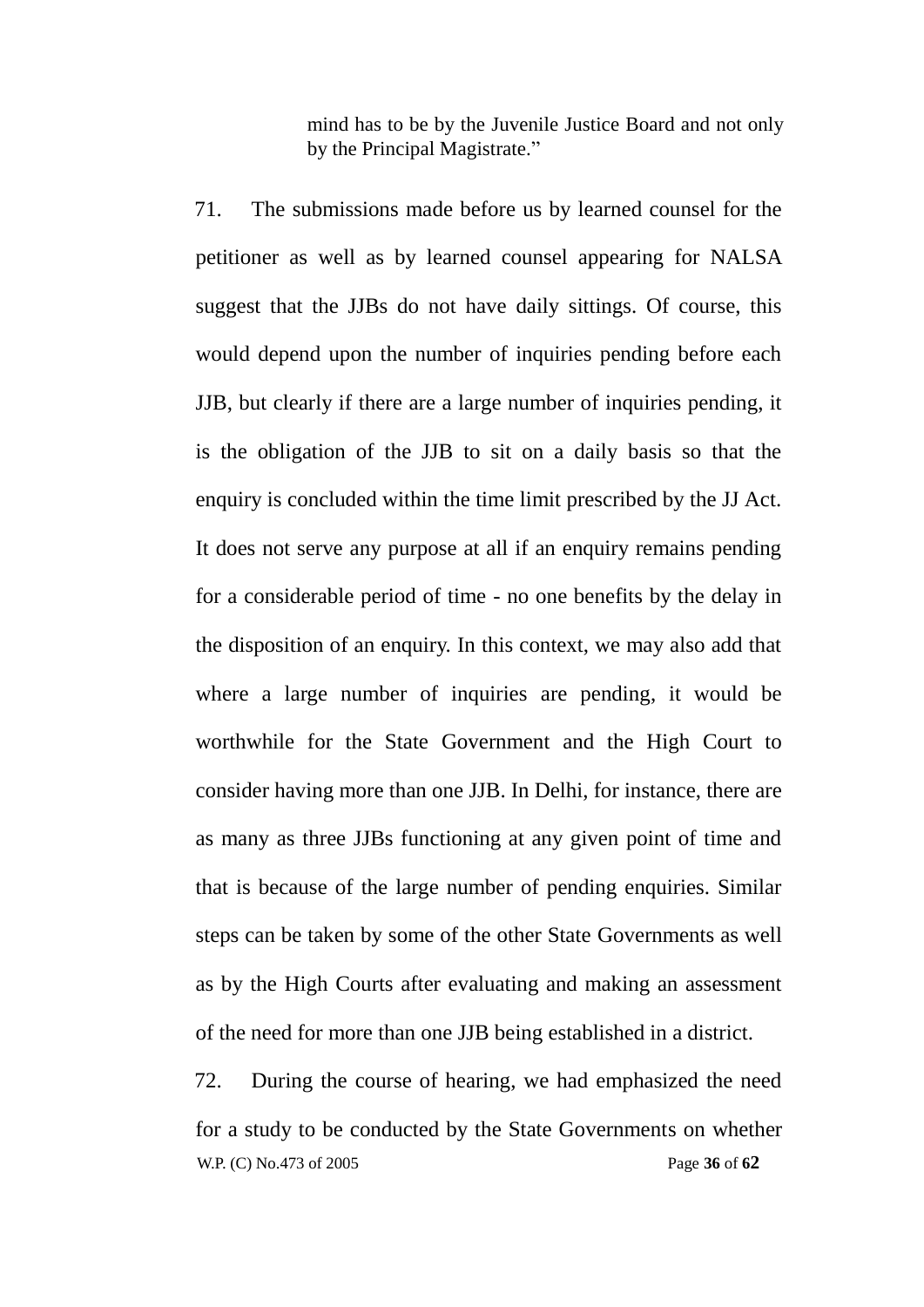> mind has to be by the Juvenile Justice Board and not only by the Principal Magistrate."

71. The submissions made before us by learned counsel for the petitioner as well as by learned counsel appearing for NALSA suggest that the JJBs do not have daily sittings. Of course, this would depend upon the number of inquiries pending before each JJB, but clearly if there are a large number of inquiries pending, it is the obligation of the JJB to sit on a daily basis so that the enquiry is concluded within the time limit prescribed by the JJ Act. It does not serve any purpose at all if an enquiry remains pending for a considerable period of time - no one benefits by the delay in the disposition of an enquiry. In this context, we may also add that where a large number of inquiries are pending, it would be worthwhile for the State Government and the High Court to consider having more than one JJB. In Delhi, for instance, there are as many as three JJBs functioning at any given point of time and that is because of the large number of pending enquiries. Similar steps can be taken by some of the other State Governments as well as by the High Courts after evaluating and making an assessment of the need for more than one JJB being established in a district.

72. During the course of hearing, we had emphasized the need for a study to be conducted by the State Governments on whether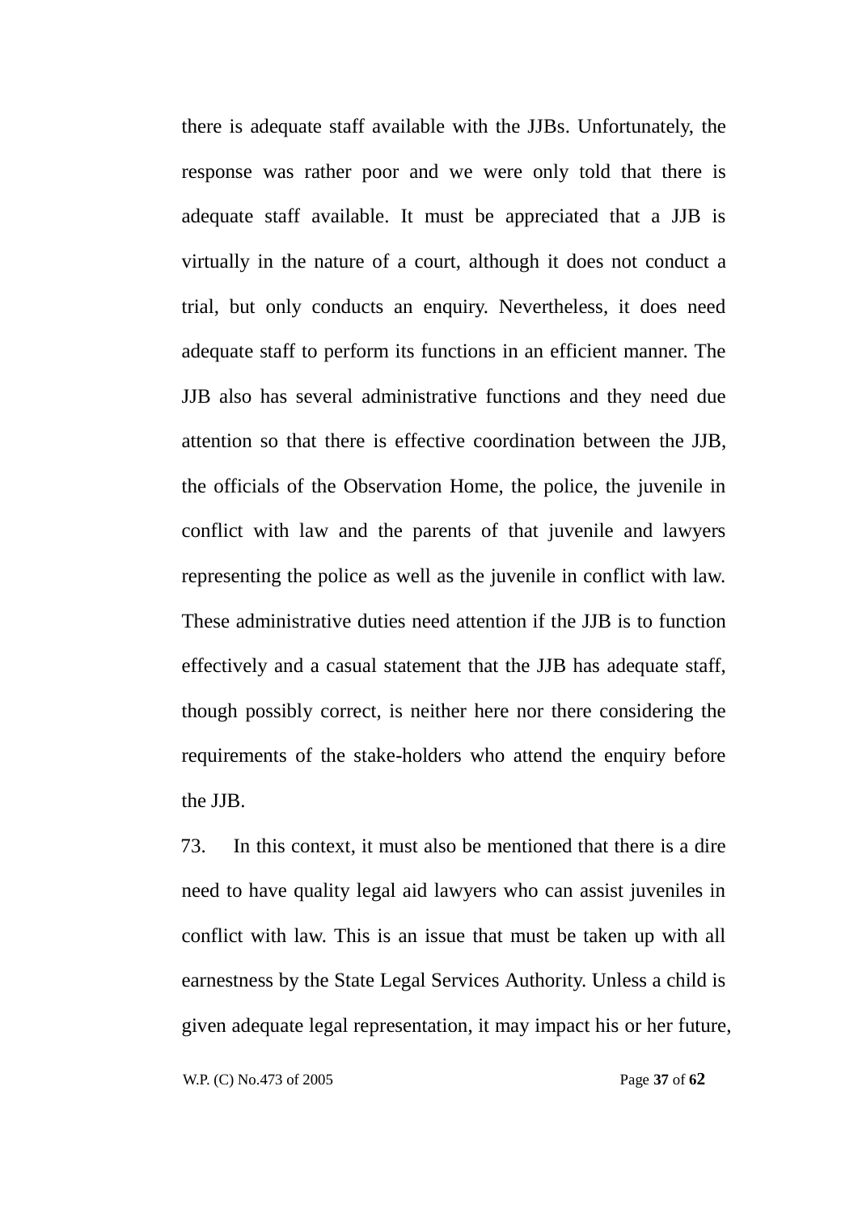there is adequate staff available with the JJBs. Unfortunately, the response was rather poor and we were only told that there is adequate staff available. It must be appreciated that a JJB is virtually in the nature of a court, although it does not conduct a trial, but only conducts an enquiry. Nevertheless, it does need adequate staff to perform its functions in an efficient manner. The JJB also has several administrative functions and they need due attention so that there is effective coordination between the JJB, the officials of the Observation Home, the police, the juvenile in conflict with law and the parents of that juvenile and lawyers representing the police as well as the juvenile in conflict with law. These administrative duties need attention if the JJB is to function effectively and a casual statement that the JJB has adequate staff, though possibly correct, is neither here nor there considering the requirements of the stake-holders who attend the enquiry before the JJB.

73. In this context, it must also be mentioned that there is a dire need to have quality legal aid lawyers who can assist juveniles in conflict with law. This is an issue that must be taken up with all earnestness by the State Legal Services Authority. Unless a child is given adequate legal representation, it may impact his or her future,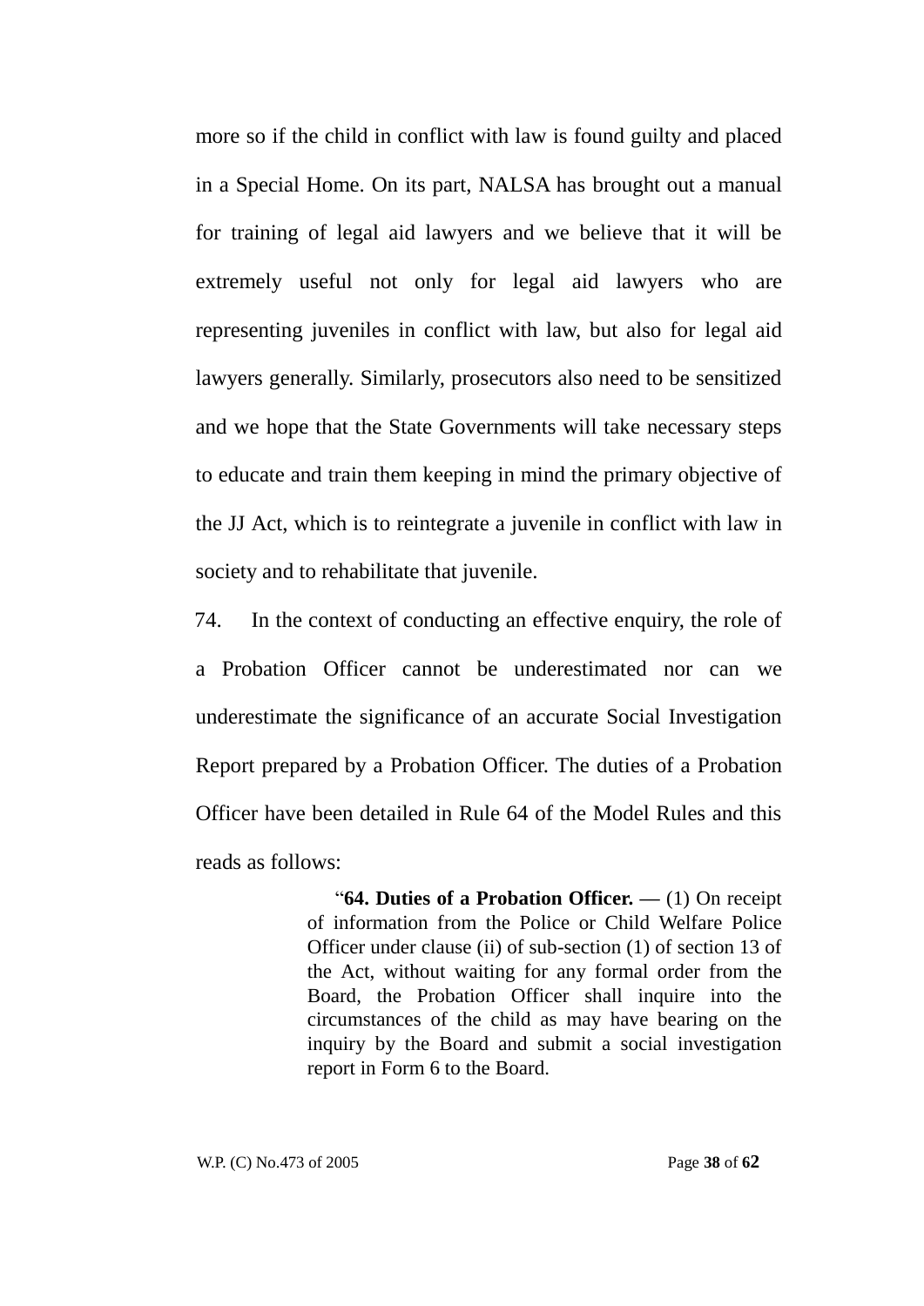more so if the child in conflict with law is found guilty and placed in a Special Home. On its part, NALSA has brought out a manual for training of legal aid lawyers and we believe that it will be extremely useful not only for legal aid lawyers who are representing juveniles in conflict with law, but also for legal aid lawyers generally. Similarly, prosecutors also need to be sensitized and we hope that the State Governments will take necessary steps to educate and train them keeping in mind the primary objective of the JJ Act, which is to reintegrate a juvenile in conflict with law in society and to rehabilitate that juvenile.

74. In the context of conducting an effective enquiry, the role of a Probation Officer cannot be underestimated nor can we underestimate the significance of an accurate Social Investigation Report prepared by a Probation Officer. The duties of a Probation Officer have been detailed in Rule 64 of the Model Rules and this reads as follows:

> "**64. Duties of a Probation Officer. —** (1) On receipt of information from the Police or Child Welfare Police Officer under clause (ii) of sub-section (1) of section 13 of the Act, without waiting for any formal order from the Board, the Probation Officer shall inquire into the circumstances of the child as may have bearing on the inquiry by the Board and submit a social investigation report in Form 6 to the Board.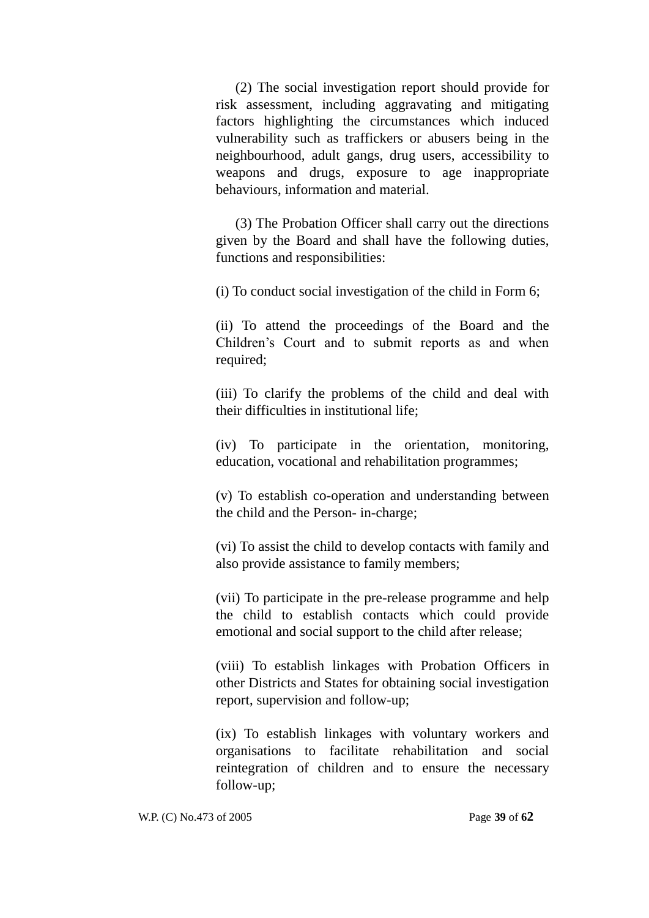(2) The social investigation report should provide for risk assessment, including aggravating and mitigating factors highlighting the circumstances which induced vulnerability such as traffickers or abusers being in the neighbourhood, adult gangs, drug users, accessibility to weapons and drugs, exposure to age inappropriate behaviours, information and material.

(3) The Probation Officer shall carry out the directions given by the Board and shall have the following duties, functions and responsibilities:

(i) To conduct social investigation of the child in Form 6;

(ii) To attend the proceedings of the Board and the Children's Court and to submit reports as and when required;

(iii) To clarify the problems of the child and deal with their difficulties in institutional life;

(iv) To participate in the orientation, monitoring, education, vocational and rehabilitation programmes;

(v) To establish co-operation and understanding between the child and the Person- in-charge;

(vi) To assist the child to develop contacts with family and also provide assistance to family members;

(vii) To participate in the pre-release programme and help the child to establish contacts which could provide emotional and social support to the child after release;

(viii) To establish linkages with Probation Officers in other Districts and States for obtaining social investigation report, supervision and follow-up;

(ix) To establish linkages with voluntary workers and organisations to facilitate rehabilitation and social reintegration of children and to ensure the necessary follow-up;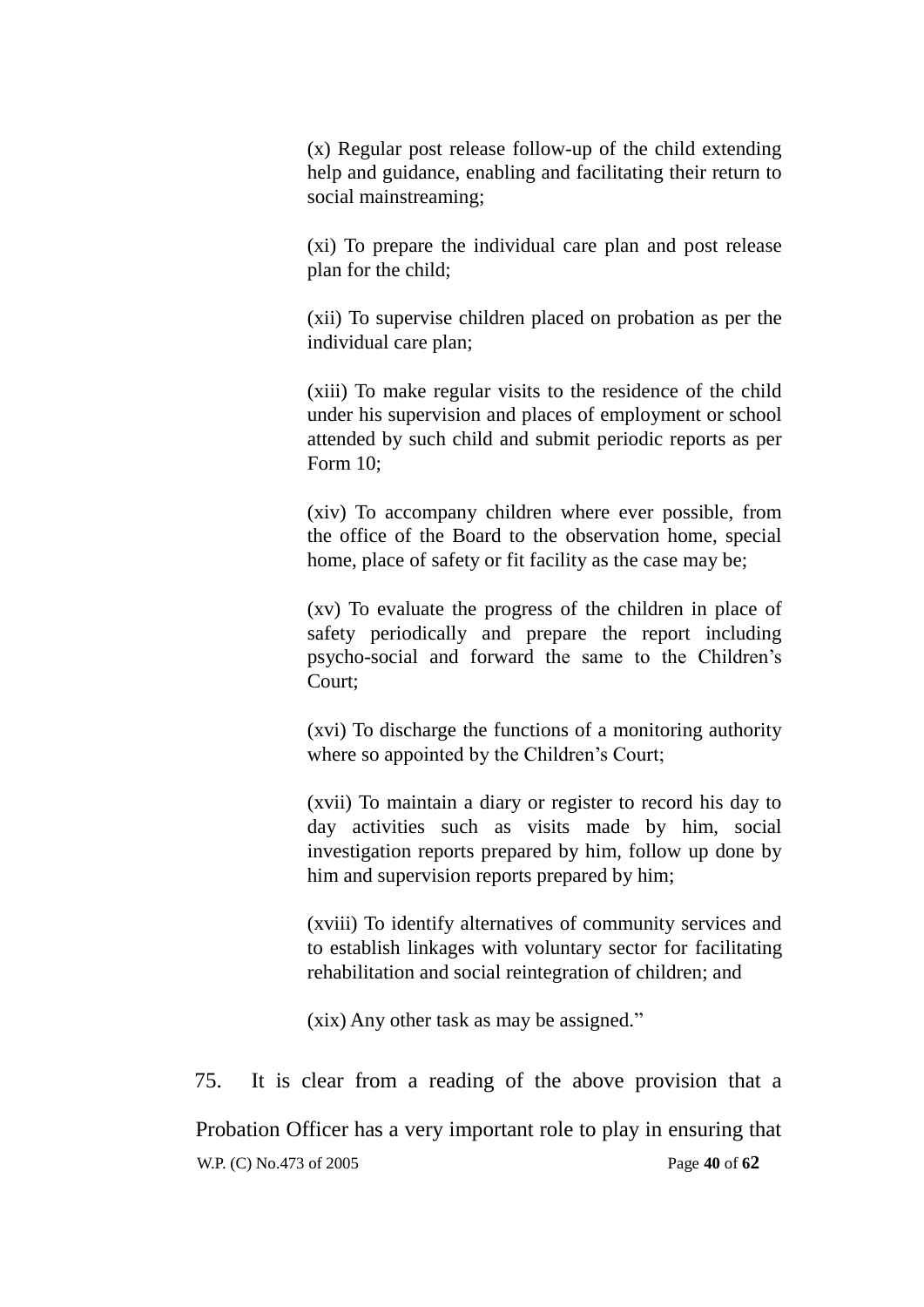> (x) Regular post release follow-up of the child extending help and guidance, enabling and facilitating their return to social mainstreaming;
>
> (xi) To prepare the individual care plan and post release plan for the child;
>
> (xii) To supervise children placed on probation as per the individual care plan;
>
> (xiii) To make regular visits to the residence of the child under his supervision and places of employment or school attended by such child and submit periodic reports as per Form 10;
>
> (xiv) To accompany children where ever possible, from the office of the Board to the observation home, special home, place of safety or fit facility as the case may be;
>
> (xv) To evaluate the progress of the children in place of safety periodically and prepare the report including psycho-social and forward the same to the Children's Court;
>
> (xvi) To discharge the functions of a monitoring authority where so appointed by the Children's Court;
>
> (xvii) To maintain a diary or register to record his day to day activities such as visits made by him, social investigation reports prepared by him, follow up done by him and supervision reports prepared by him;
>
> (xviii) To identify alternatives of community services and to establish linkages with voluntary sector for facilitating rehabilitation and social reintegration of children; and
>
> (xix) Any other task as may be assigned."

75. It is clear from a reading of the above provision that a Probation Officer has a very important role to play in ensuring that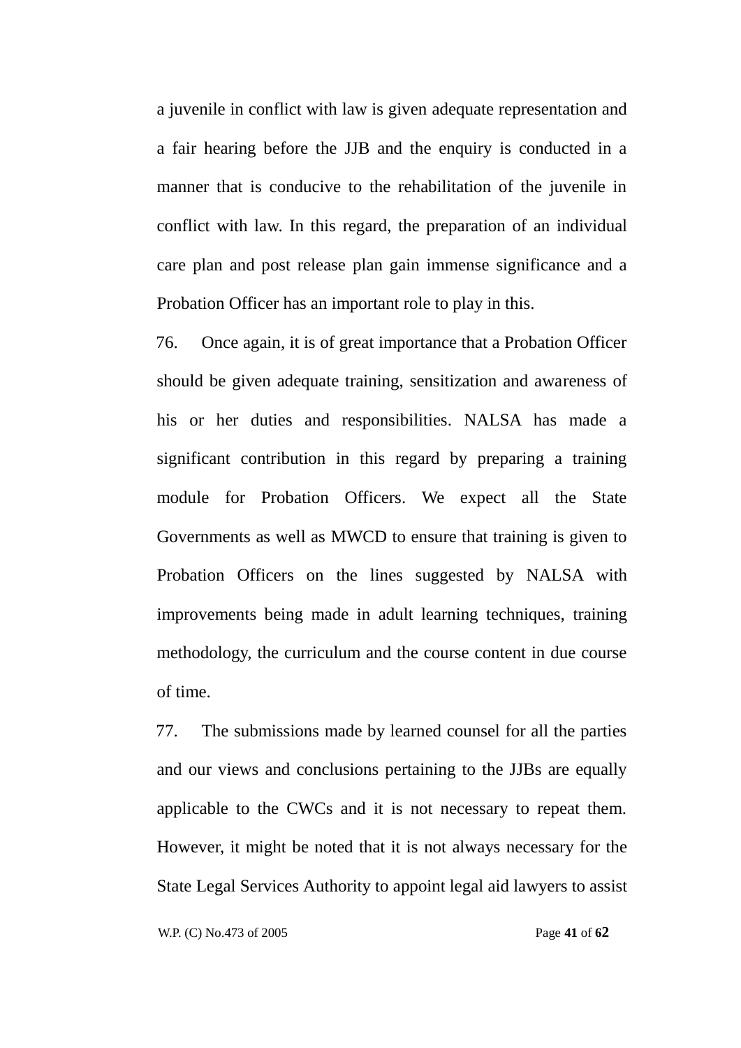a juvenile in conflict with law is given adequate representation and a fair hearing before the JJB and the enquiry is conducted in a manner that is conducive to the rehabilitation of the juvenile in conflict with law. In this regard, the preparation of an individual care plan and post release plan gain immense significance and a Probation Officer has an important role to play in this.

76. Once again, it is of great importance that a Probation Officer should be given adequate training, sensitization and awareness of his or her duties and responsibilities. NALSA has made a significant contribution in this regard by preparing a training module for Probation Officers. We expect all the State Governments as well as MWCD to ensure that training is given to Probation Officers on the lines suggested by NALSA with improvements being made in adult learning techniques, training methodology, the curriculum and the course content in due course of time.

77. The submissions made by learned counsel for all the parties and our views and conclusions pertaining to the JJBs are equally applicable to the CWCs and it is not necessary to repeat them. However, it might be noted that it is not always necessary for the State Legal Services Authority to appoint legal aid lawyers to assist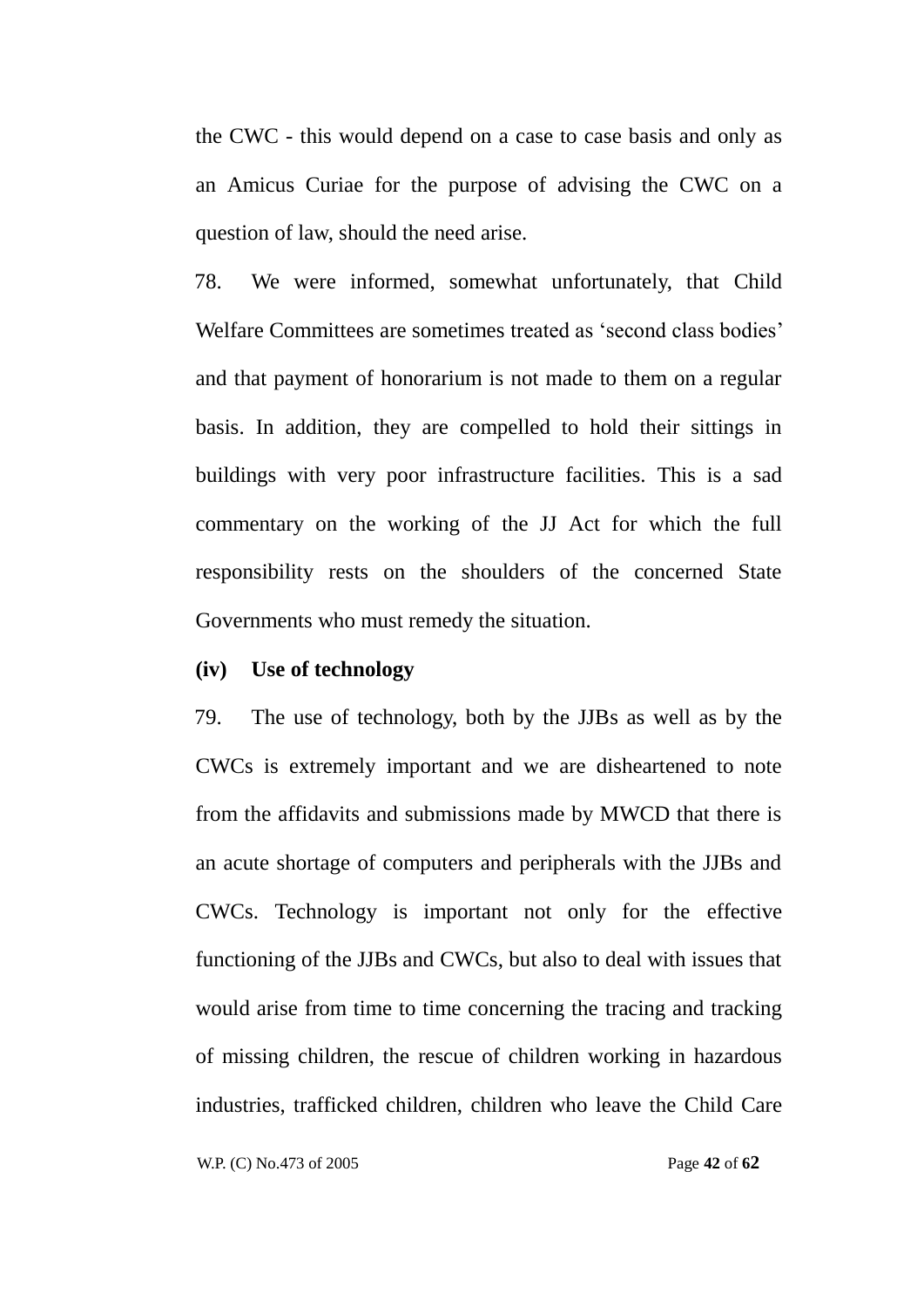the CWC - this would depend on a case to case basis and only as an Amicus Curiae for the purpose of advising the CWC on a question of law, should the need arise.

78. We were informed, somewhat unfortunately, that Child Welfare Committees are sometimes treated as 'second class bodies' and that payment of honorarium is not made to them on a regular basis. In addition, they are compelled to hold their sittings in buildings with very poor infrastructure facilities. This is a sad commentary on the working of the JJ Act for which the full responsibility rests on the shoulders of the concerned State Governments who must remedy the situation.

**(iv) Use of technology**

79. The use of technology, both by the JJBs as well as by the CWCs is extremely important and we are disheartened to note from the affidavits and submissions made by MWCD that there is an acute shortage of computers and peripherals with the JJBs and CWCs. Technology is important not only for the effective functioning of the JJBs and CWCs, but also to deal with issues that would arise from time to time concerning the tracing and tracking of missing children, the rescue of children working in hazardous industries, trafficked children, children who leave the Child Care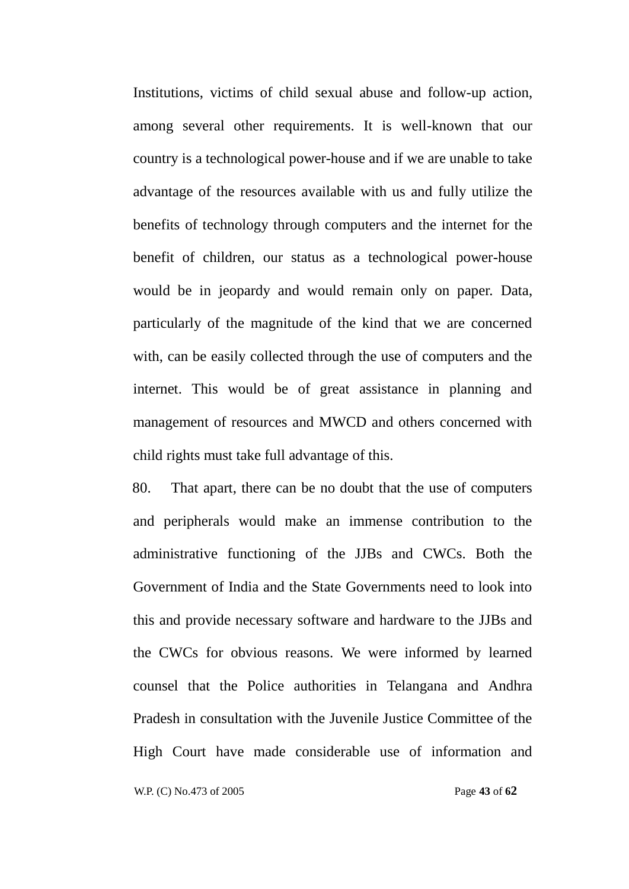Institutions, victims of child sexual abuse and follow-up action, among several other requirements. It is well-known that our country is a technological power-house and if we are unable to take advantage of the resources available with us and fully utilize the benefits of technology through computers and the internet for the benefit of children, our status as a technological power-house would be in jeopardy and would remain only on paper. Data, particularly of the magnitude of the kind that we are concerned with, can be easily collected through the use of computers and the internet. This would be of great assistance in planning and management of resources and MWCD and others concerned with child rights must take full advantage of this.

80. That apart, there can be no doubt that the use of computers and peripherals would make an immense contribution to the administrative functioning of the JJBs and CWCs. Both the Government of India and the State Governments need to look into this and provide necessary software and hardware to the JJBs and the CWCs for obvious reasons. We were informed by learned counsel that the Police authorities in Telangana and Andhra Pradesh in consultation with the Juvenile Justice Committee of the High Court have made considerable use of information and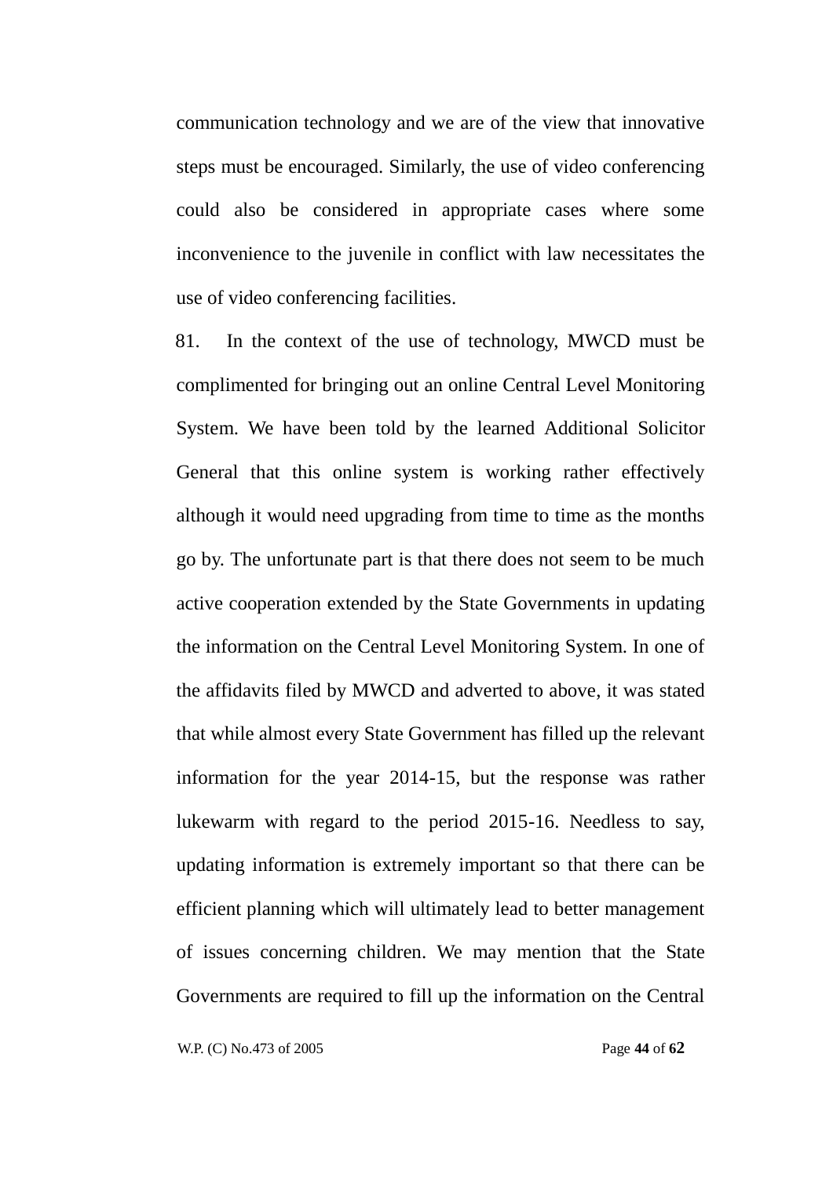communication technology and we are of the view that innovative steps must be encouraged. Similarly, the use of video conferencing could also be considered in appropriate cases where some inconvenience to the juvenile in conflict with law necessitates the use of video conferencing facilities.

81. In the context of the use of technology, MWCD must be complimented for bringing out an online Central Level Monitoring System. We have been told by the learned Additional Solicitor General that this online system is working rather effectively although it would need upgrading from time to time as the months go by. The unfortunate part is that there does not seem to be much active cooperation extended by the State Governments in updating the information on the Central Level Monitoring System. In one of the affidavits filed by MWCD and adverted to above, it was stated that while almost every State Government has filled up the relevant information for the year 2014-15, but the response was rather lukewarm with regard to the period 2015-16. Needless to say, updating information is extremely important so that there can be efficient planning which will ultimately lead to better management of issues concerning children. We may mention that the State Governments are required to fill up the information on the Central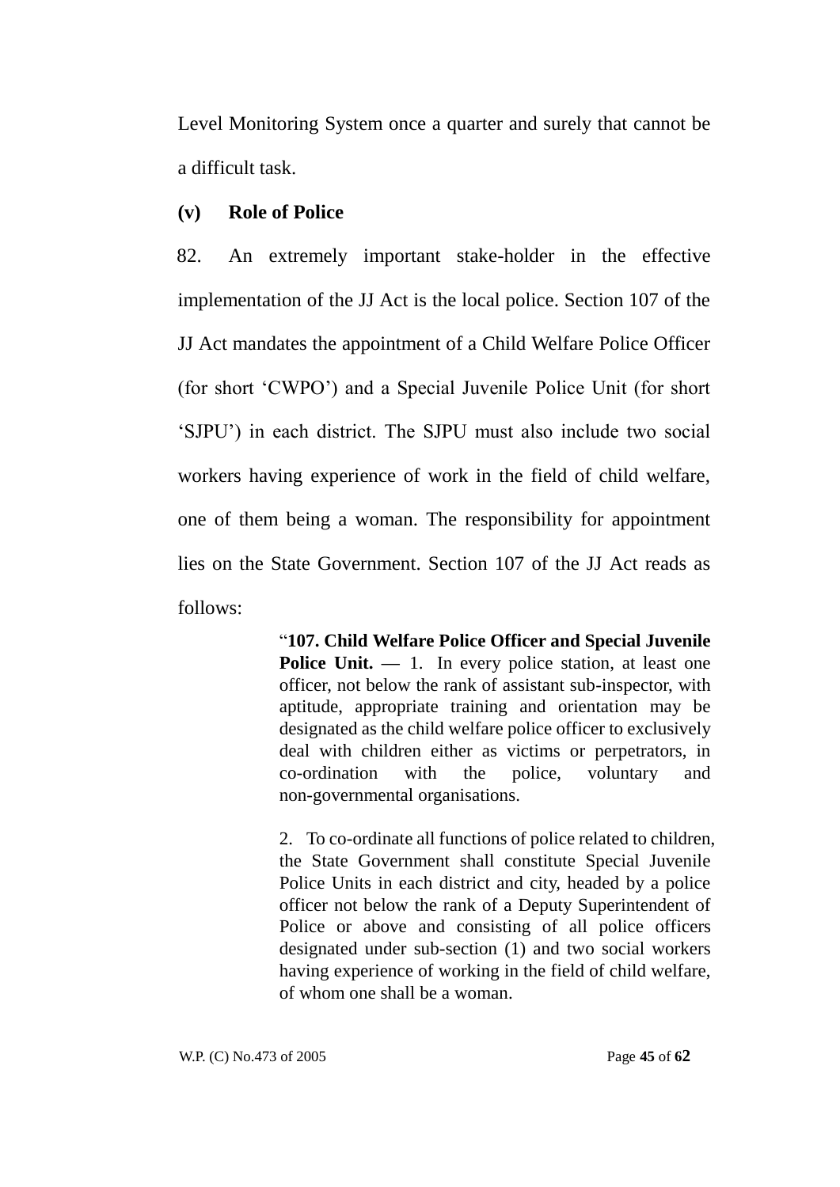Level Monitoring System once a quarter and surely that cannot be a difficult task.

**(v) Role of Police**

82. An extremely important stake-holder in the effective implementation of the JJ Act is the local police. Section 107 of the JJ Act mandates the appointment of a Child Welfare Police Officer (for short 'CWPO') and a Special Juvenile Police Unit (for short 'SJPU') in each district. The SJPU must also include two social workers having experience of work in the field of child welfare, one of them being a woman. The responsibility for appointment lies on the State Government. Section 107 of the JJ Act reads as follows:

> "**107. Child Welfare Police Officer and Special Juvenile Police Unit. —** 1. In every police station, at least one officer, not below the rank of assistant sub-inspector, with aptitude, appropriate training and orientation may be designated as the child welfare police officer to exclusively deal with children either as victims or perpetrators, in co-ordination with the police, voluntary and non-governmental organisations.
>
> 2. To co-ordinate all functions of police related to children, the State Government shall constitute Special Juvenile Police Units in each district and city, headed by a police officer not below the rank of a Deputy Superintendent of Police or above and consisting of all police officers designated under sub-section (1) and two social workers having experience of working in the field of child welfare, of whom one shall be a woman.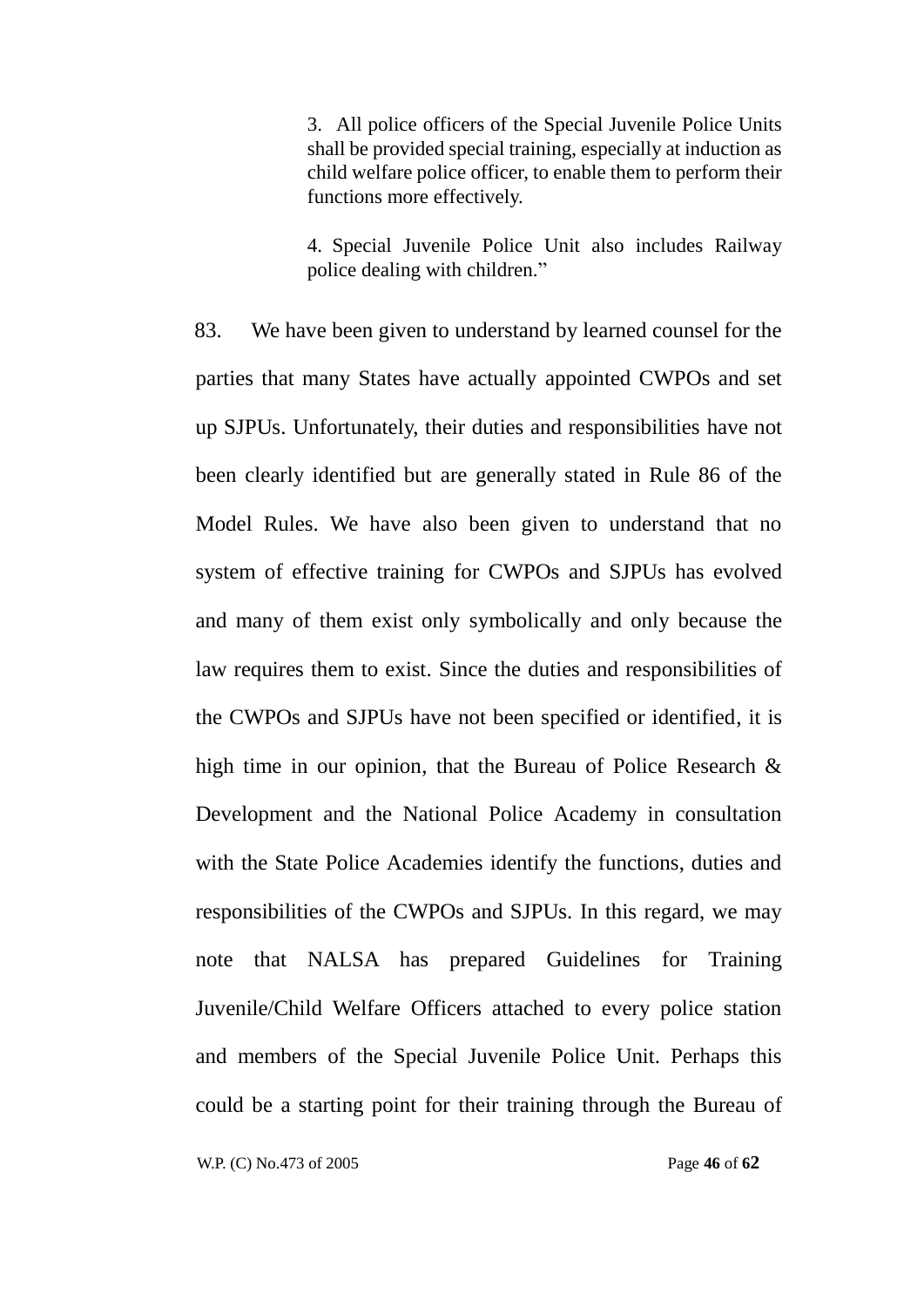> 3. All police officers of the Special Juvenile Police Units shall be provided special training, especially at induction as child welfare police officer, to enable them to perform their functions more effectively.
>
> 4. Special Juvenile Police Unit also includes Railway police dealing with children."

83. We have been given to understand by learned counsel for the parties that many States have actually appointed CWPOs and set up SJPUs. Unfortunately, their duties and responsibilities have not been clearly identified but are generally stated in Rule 86 of the Model Rules. We have also been given to understand that no system of effective training for CWPOs and SJPUs has evolved and many of them exist only symbolically and only because the law requires them to exist. Since the duties and responsibilities of the CWPOs and SJPUs have not been specified or identified, it is high time in our opinion, that the Bureau of Police Research & Development and the National Police Academy in consultation with the State Police Academies identify the functions, duties and responsibilities of the CWPOs and SJPUs. In this regard, we may note that NALSA has prepared Guidelines for Training Juvenile/Child Welfare Officers attached to every police station and members of the Special Juvenile Police Unit. Perhaps this could be a starting point for their training through the Bureau of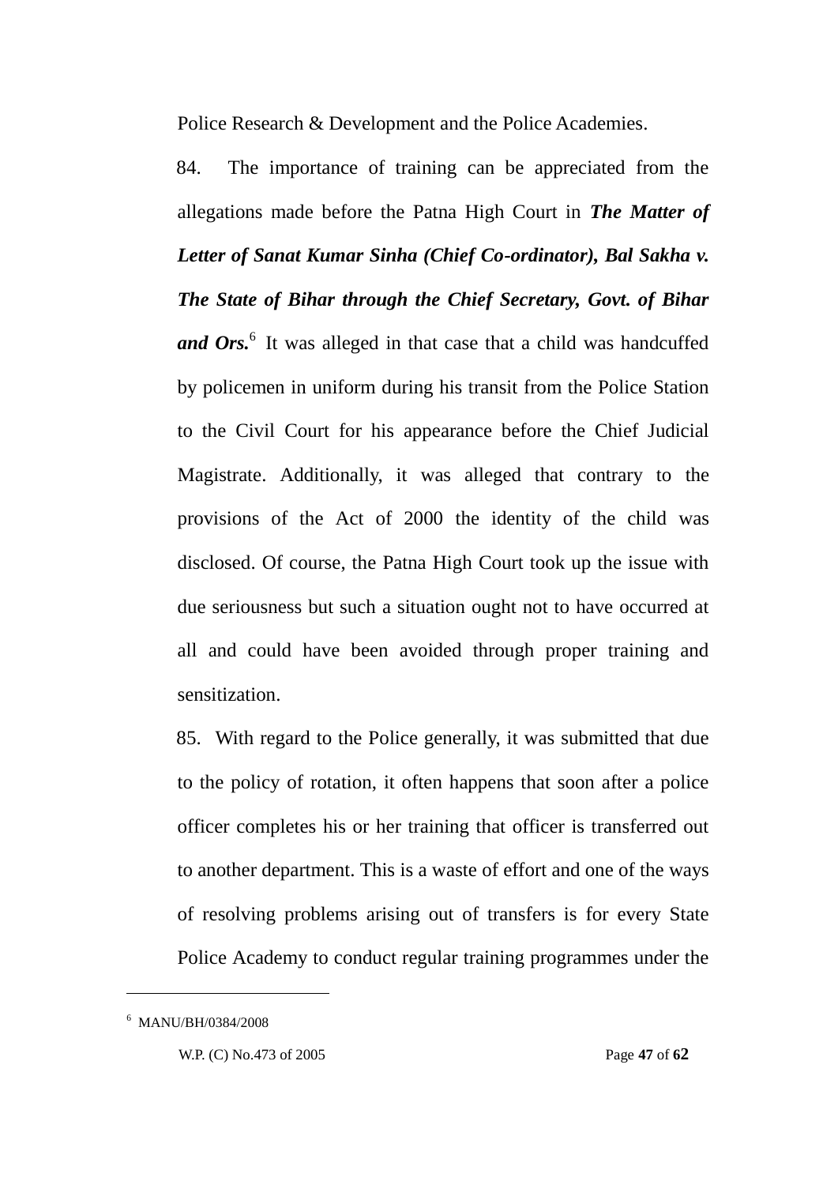Police Research & Development and the Police Academies.

84. The importance of training can be appreciated from the allegations made before the Patna High Court in ***The Matter of Letter of Sanat Kumar Sinha (Chief Co-ordinator), Bal Sakha v. The State of Bihar through the Chief Secretary, Govt. of Bihar and Ors.***[6] It was alleged in that case that a child was handcuffed by policemen in uniform during his transit from the Police Station to the Civil Court for his appearance before the Chief Judicial Magistrate. Additionally, it was alleged that contrary to the provisions of the Act of 2000 the identity of the child was disclosed. Of course, the Patna High Court took up the issue with due seriousness but such a situation ought not to have occurred at all and could have been avoided through proper training and sensitization.

85. With regard to the Police generally, it was submitted that due to the policy of rotation, it often happens that soon after a police officer completes his or her training that officer is transferred out to another department. This is a waste of effort and one of the ways of resolving problems arising out of transfers is for every State Police Academy to conduct regular training programmes under the

---

[6] MANU/BH/0384/2008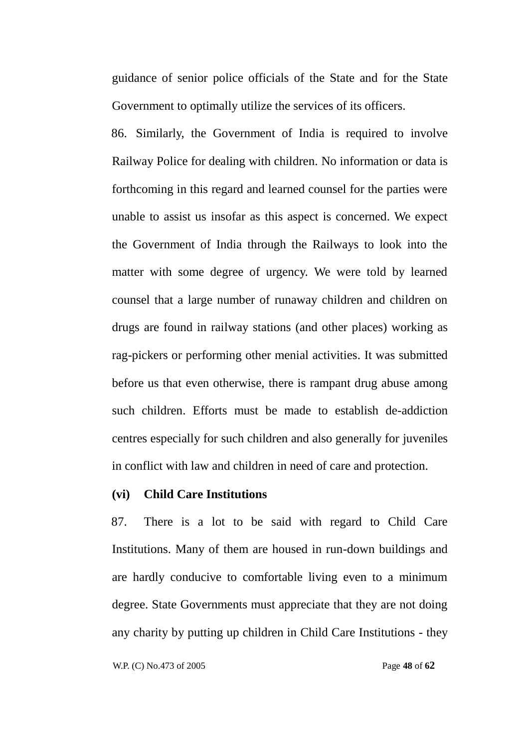guidance of senior police officials of the State and for the State Government to optimally utilize the services of its officers.

86. Similarly, the Government of India is required to involve Railway Police for dealing with children. No information or data is forthcoming in this regard and learned counsel for the parties were unable to assist us insofar as this aspect is concerned. We expect the Government of India through the Railways to look into the matter with some degree of urgency. We were told by learned counsel that a large number of runaway children and children on drugs are found in railway stations (and other places) working as rag-pickers or performing other menial activities. It was submitted before us that even otherwise, there is rampant drug abuse among such children. Efforts must be made to establish de-addiction centres especially for such children and also generally for juveniles in conflict with law and children in need of care and protection.

**(vi) Child Care Institutions**

87. There is a lot to be said with regard to Child Care Institutions. Many of them are housed in run-down buildings and are hardly conducive to comfortable living even to a minimum degree. State Governments must appreciate that they are not doing any charity by putting up children in Child Care Institutions - they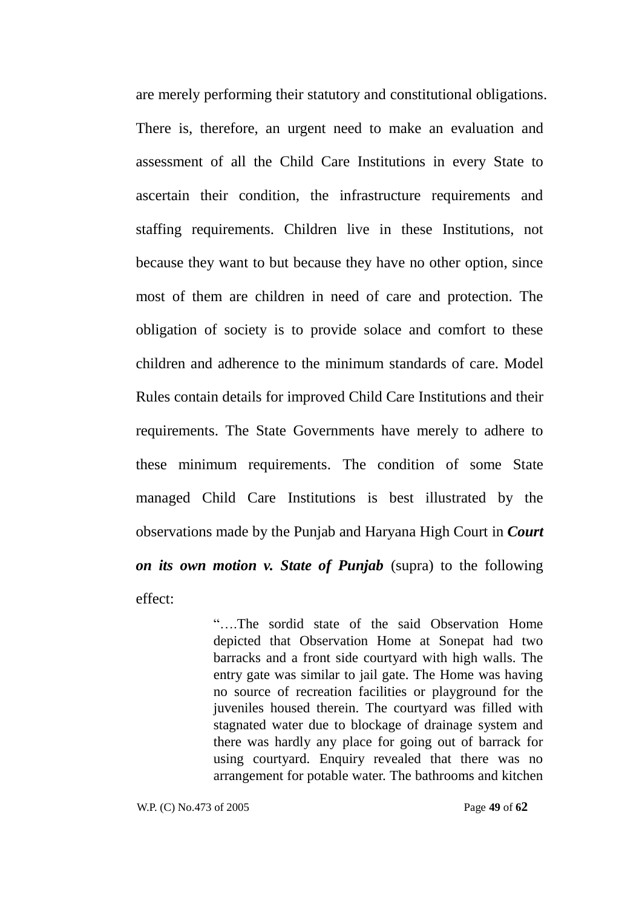are merely performing their statutory and constitutional obligations. There is, therefore, an urgent need to make an evaluation and assessment of all the Child Care Institutions in every State to ascertain their condition, the infrastructure requirements and staffing requirements. Children live in these Institutions, not because they want to but because they have no other option, since most of them are children in need of care and protection. The obligation of society is to provide solace and comfort to these children and adherence to the minimum standards of care. Model Rules contain details for improved Child Care Institutions and their requirements. The State Governments have merely to adhere to these minimum requirements. The condition of some State managed Child Care Institutions is best illustrated by the observations made by the Punjab and Haryana High Court in ***Court on its own motion v. State of Punjab*** (supra) to the following effect:

> "….The sordid state of the said Observation Home depicted that Observation Home at Sonepat had two barracks and a front side courtyard with high walls. The entry gate was similar to jail gate. The Home was having no source of recreation facilities or playground for the juveniles housed therein. The courtyard was filled with stagnated water due to blockage of drainage system and there was hardly any place for going out of barrack for using courtyard. Enquiry revealed that there was no arrangement for potable water. The bathrooms and kitchen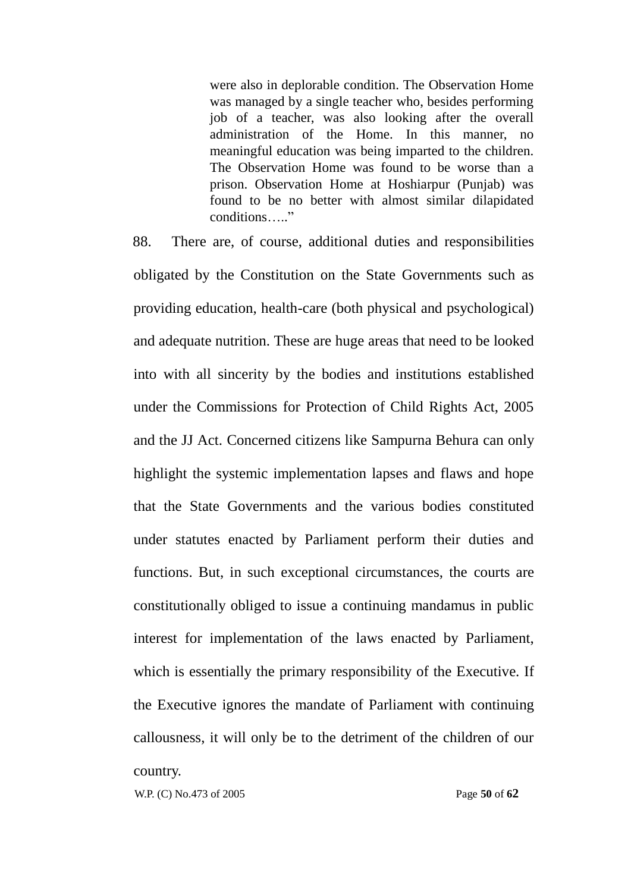> were also in deplorable condition. The Observation Home was managed by a single teacher who, besides performing job of a teacher, was also looking after the overall administration of the Home. In this manner, no meaningful education was being imparted to the children. The Observation Home was found to be worse than a prison. Observation Home at Hoshiarpur (Punjab) was found to be no better with almost similar dilapidated conditions….."

88. There are, of course, additional duties and responsibilities obligated by the Constitution on the State Governments such as providing education, health-care (both physical and psychological) and adequate nutrition. These are huge areas that need to be looked into with all sincerity by the bodies and institutions established under the Commissions for Protection of Child Rights Act, 2005 and the JJ Act. Concerned citizens like Sampurna Behura can only highlight the systemic implementation lapses and flaws and hope that the State Governments and the various bodies constituted under statutes enacted by Parliament perform their duties and functions. But, in such exceptional circumstances, the courts are constitutionally obliged to issue a continuing mandamus in public interest for implementation of the laws enacted by Parliament, which is essentially the primary responsibility of the Executive. If the Executive ignores the mandate of Parliament with continuing callousness, it will only be to the detriment of the children of our country.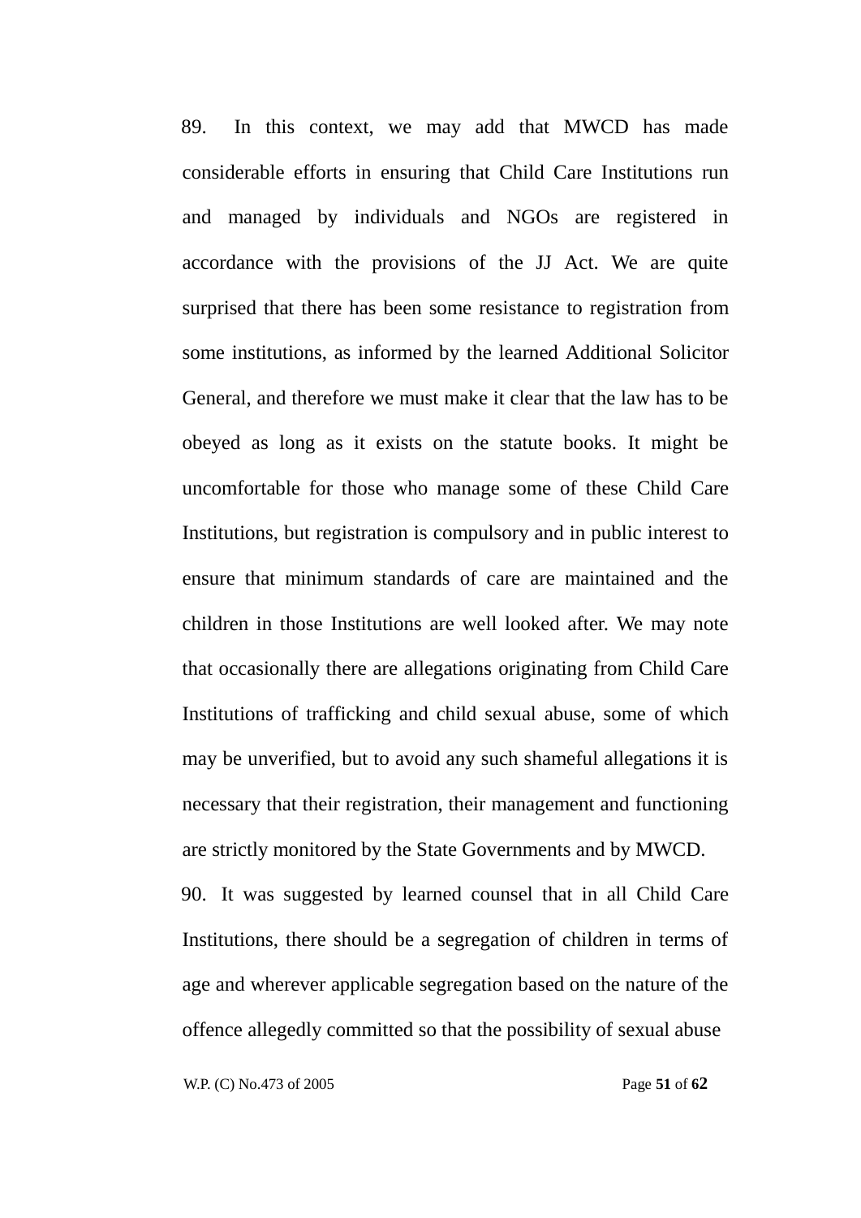89. In this context, we may add that MWCD has made considerable efforts in ensuring that Child Care Institutions run and managed by individuals and NGOs are registered in accordance with the provisions of the JJ Act. We are quite surprised that there has been some resistance to registration from some institutions, as informed by the learned Additional Solicitor General, and therefore we must make it clear that the law has to be obeyed as long as it exists on the statute books. It might be uncomfortable for those who manage some of these Child Care Institutions, but registration is compulsory and in public interest to ensure that minimum standards of care are maintained and the children in those Institutions are well looked after. We may note that occasionally there are allegations originating from Child Care Institutions of trafficking and child sexual abuse, some of which may be unverified, but to avoid any such shameful allegations it is necessary that their registration, their management and functioning are strictly monitored by the State Governments and by MWCD.

90. It was suggested by learned counsel that in all Child Care Institutions, there should be a segregation of children in terms of age and wherever applicable segregation based on the nature of the offence allegedly committed so that the possibility of sexual abuse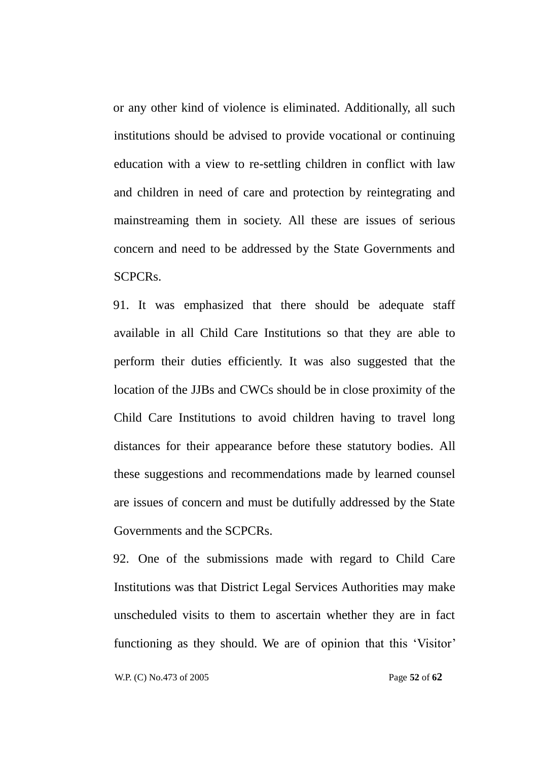or any other kind of violence is eliminated. Additionally, all such institutions should be advised to provide vocational or continuing education with a view to re-settling children in conflict with law and children in need of care and protection by reintegrating and mainstreaming them in society. All these are issues of serious concern and need to be addressed by the State Governments and SCPCRs.

91. It was emphasized that there should be adequate staff available in all Child Care Institutions so that they are able to perform their duties efficiently. It was also suggested that the location of the JJBs and CWCs should be in close proximity of the Child Care Institutions to avoid children having to travel long distances for their appearance before these statutory bodies. All these suggestions and recommendations made by learned counsel are issues of concern and must be dutifully addressed by the State Governments and the SCPCRs.

92. One of the submissions made with regard to Child Care Institutions was that District Legal Services Authorities may make unscheduled visits to them to ascertain whether they are in fact functioning as they should. We are of opinion that this 'Visitor'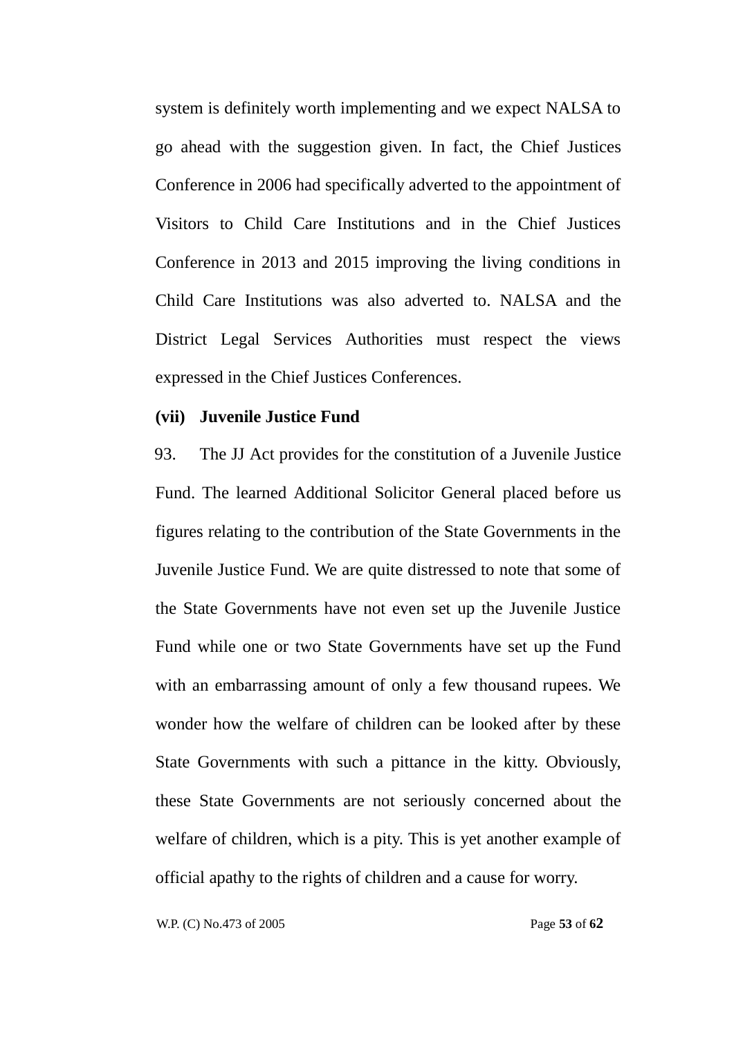system is definitely worth implementing and we expect NALSA to go ahead with the suggestion given. In fact, the Chief Justices Conference in 2006 had specifically adverted to the appointment of Visitors to Child Care Institutions and in the Chief Justices Conference in 2013 and 2015 improving the living conditions in Child Care Institutions was also adverted to. NALSA and the District Legal Services Authorities must respect the views expressed in the Chief Justices Conferences.

**(vii) Juvenile Justice Fund**

93. The JJ Act provides for the constitution of a Juvenile Justice Fund. The learned Additional Solicitor General placed before us figures relating to the contribution of the State Governments in the Juvenile Justice Fund. We are quite distressed to note that some of the State Governments have not even set up the Juvenile Justice Fund while one or two State Governments have set up the Fund with an embarrassing amount of only a few thousand rupees. We wonder how the welfare of children can be looked after by these State Governments with such a pittance in the kitty. Obviously, these State Governments are not seriously concerned about the welfare of children, which is a pity. This is yet another example of official apathy to the rights of children and a cause for worry.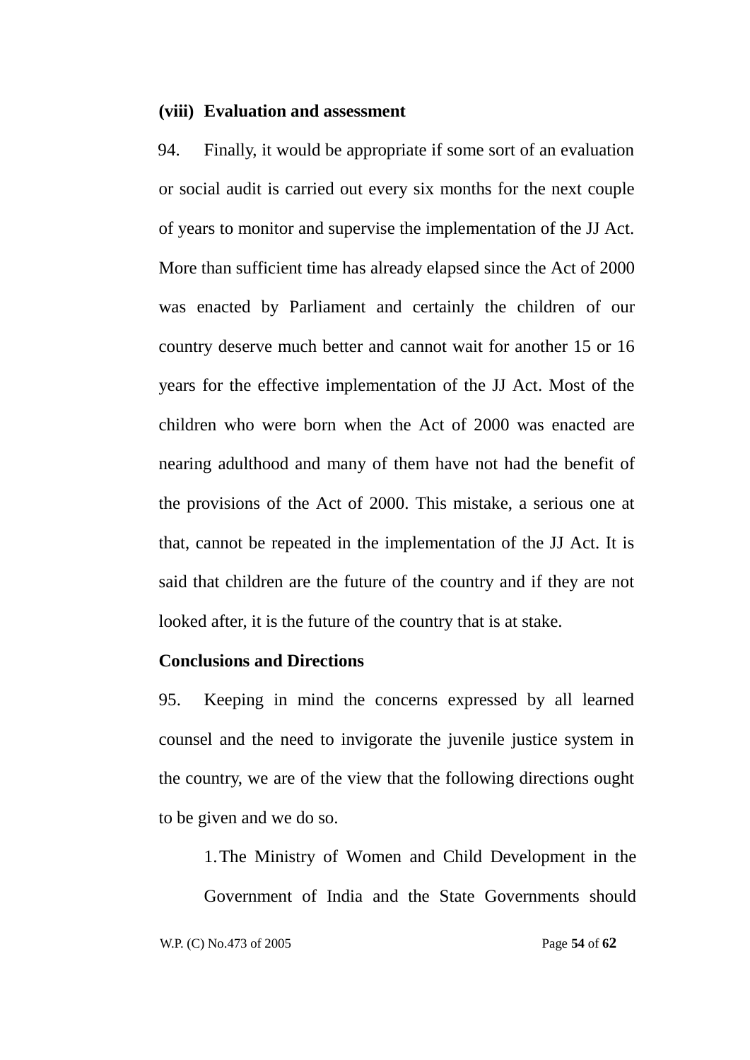**(viii) Evaluation and assessment**

94. Finally, it would be appropriate if some sort of an evaluation or social audit is carried out every six months for the next couple of years to monitor and supervise the implementation of the JJ Act. More than sufficient time has already elapsed since the Act of 2000 was enacted by Parliament and certainly the children of our country deserve much better and cannot wait for another 15 or 16 years for the effective implementation of the JJ Act. Most of the children who were born when the Act of 2000 was enacted are nearing adulthood and many of them have not had the benefit of the provisions of the Act of 2000. This mistake, a serious one at that, cannot be repeated in the implementation of the JJ Act. It is said that children are the future of the country and if they are not looked after, it is the future of the country that is at stake.

**Conclusions and Directions**

95. Keeping in mind the concerns expressed by all learned counsel and the need to invigorate the juvenile justice system in the country, we are of the view that the following directions ought to be given and we do so.

1. The Ministry of Women and Child Development in the Government of India and the State Governments should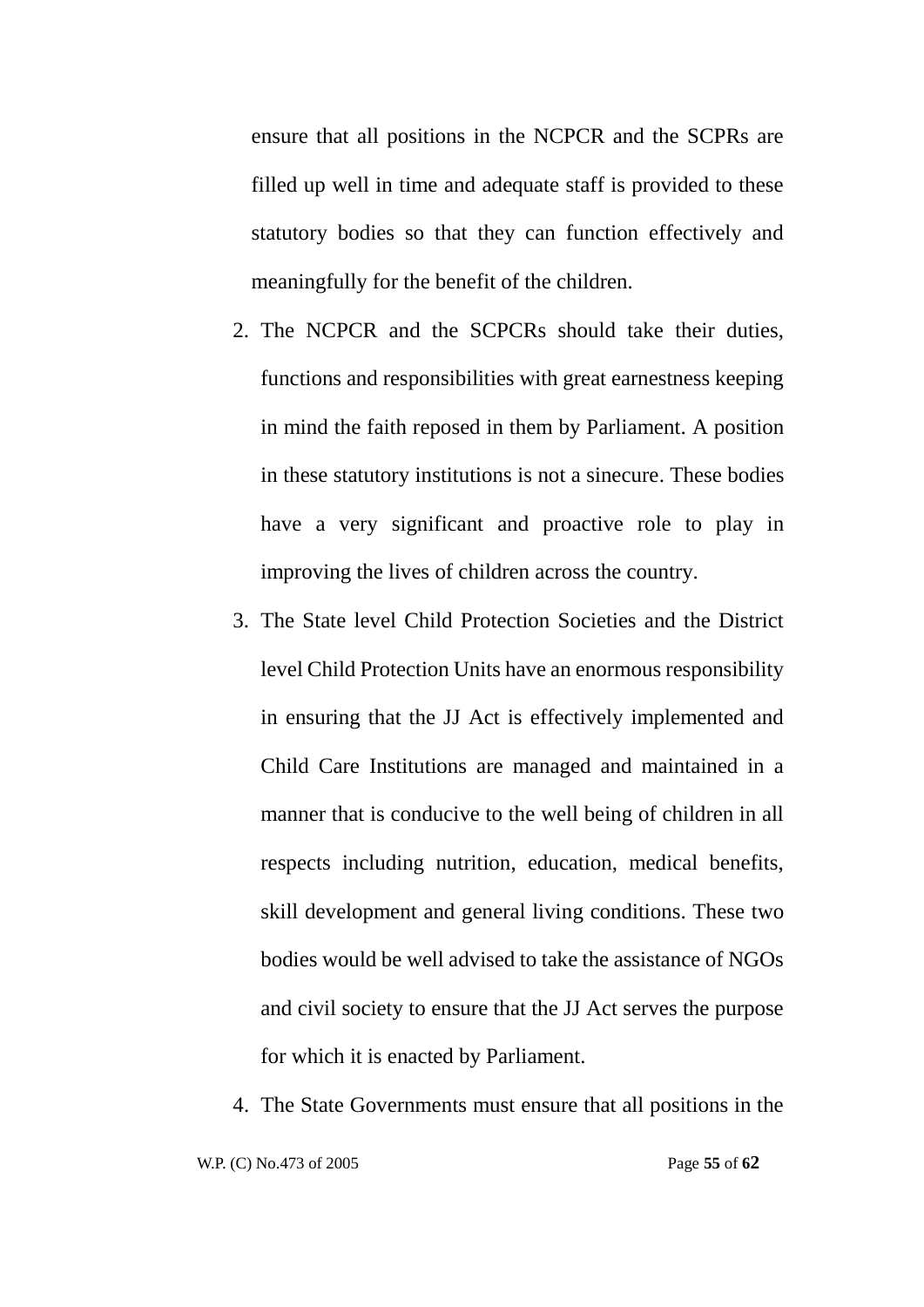ensure that all positions in the NCPCR and the SCPRs are filled up well in time and adequate staff is provided to these statutory bodies so that they can function effectively and meaningfully for the benefit of the children.

2. The NCPCR and the SCPCRs should take their duties, functions and responsibilities with great earnestness keeping in mind the faith reposed in them by Parliament. A position in these statutory institutions is not a sinecure. These bodies have a very significant and proactive role to play in improving the lives of children across the country.
3. The State level Child Protection Societies and the District level Child Protection Units have an enormous responsibility in ensuring that the JJ Act is effectively implemented and Child Care Institutions are managed and maintained in a manner that is conducive to the well being of children in all respects including nutrition, education, medical benefits, skill development and general living conditions. These two bodies would be well advised to take the assistance of NGOs and civil society to ensure that the JJ Act serves the purpose for which it is enacted by Parliament.
4. The State Governments must ensure that all positions in the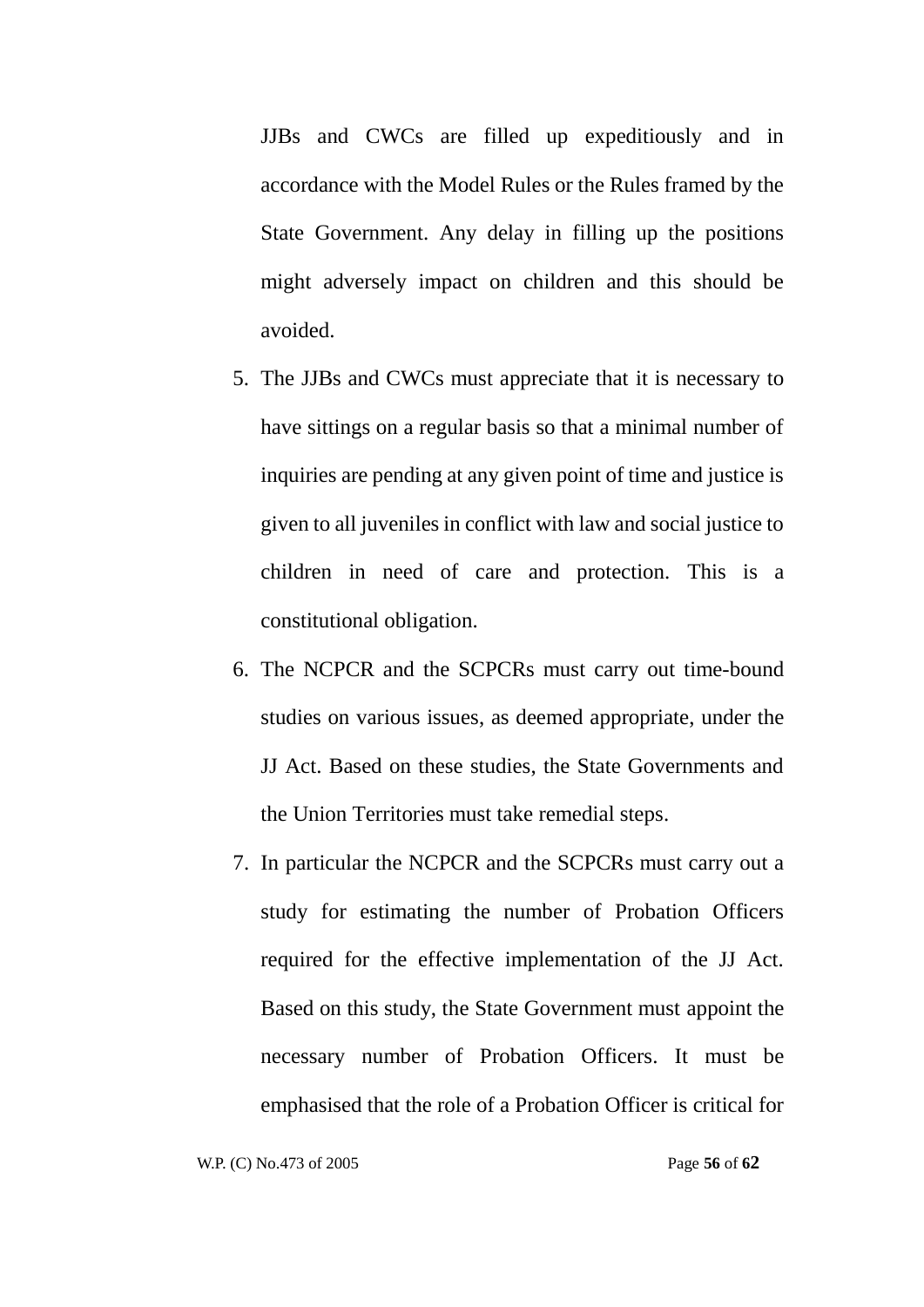JJBs and CWCs are filled up expeditiously and in accordance with the Model Rules or the Rules framed by the State Government. Any delay in filling up the positions might adversely impact on children and this should be avoided.

5. The JJBs and CWCs must appreciate that it is necessary to have sittings on a regular basis so that a minimal number of inquiries are pending at any given point of time and justice is given to all juveniles in conflict with law and social justice to children in need of care and protection. This is a constitutional obligation.
6. The NCPCR and the SCPCRs must carry out time-bound studies on various issues, as deemed appropriate, under the JJ Act. Based on these studies, the State Governments and the Union Territories must take remedial steps.
7. In particular the NCPCR and the SCPCRs must carry out a study for estimating the number of Probation Officers required for the effective implementation of the JJ Act. Based on this study, the State Government must appoint the necessary number of Probation Officers. It must be emphasised that the role of a Probation Officer is critical for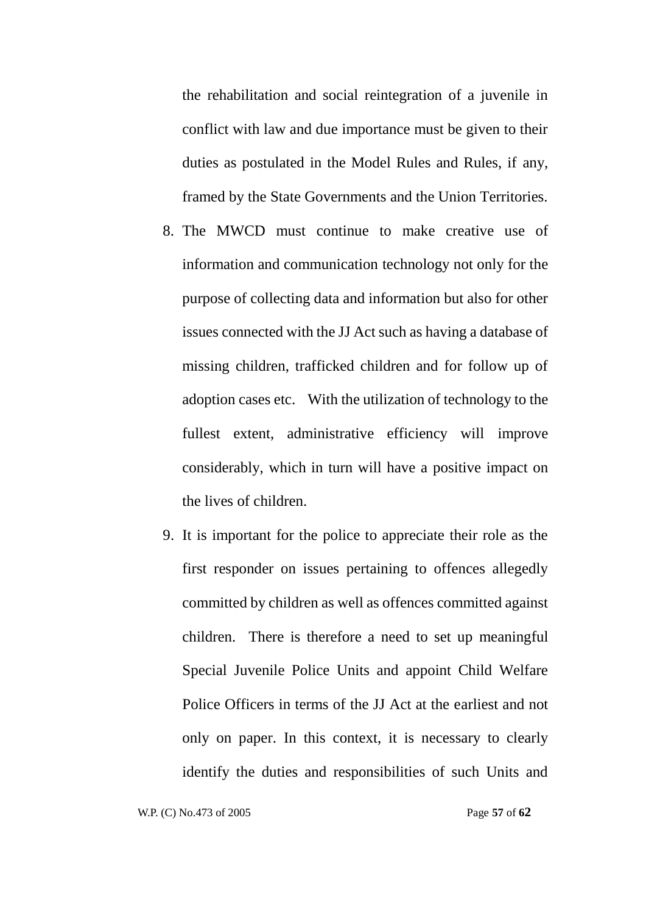the rehabilitation and social reintegration of a juvenile in conflict with law and due importance must be given to their duties as postulated in the Model Rules and Rules, if any, framed by the State Governments and the Union Territories.

8. The MWCD must continue to make creative use of information and communication technology not only for the purpose of collecting data and information but also for other issues connected with the JJ Act such as having a database of missing children, trafficked children and for follow up of adoption cases etc. With the utilization of technology to the fullest extent, administrative efficiency will improve considerably, which in turn will have a positive impact on the lives of children.

9. It is important for the police to appreciate their role as the first responder on issues pertaining to offences allegedly committed by children as well as offences committed against children. There is therefore a need to set up meaningful Special Juvenile Police Units and appoint Child Welfare Police Officers in terms of the JJ Act at the earliest and not only on paper. In this context, it is necessary to clearly identify the duties and responsibilities of such Units and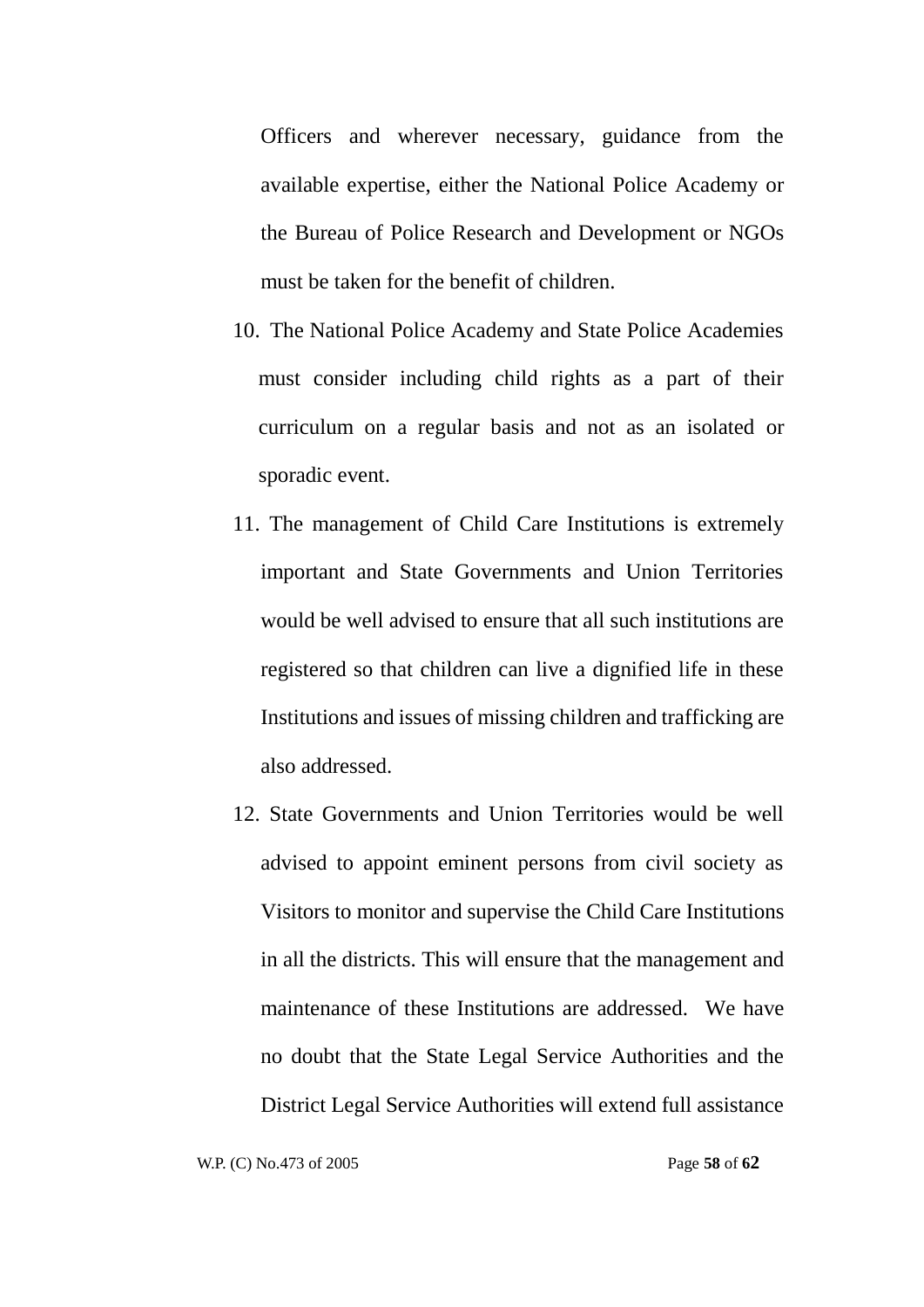Officers and wherever necessary, guidance from the available expertise, either the National Police Academy or the Bureau of Police Research and Development or NGOs must be taken for the benefit of children.

10. The National Police Academy and State Police Academies must consider including child rights as a part of their curriculum on a regular basis and not as an isolated or sporadic event.

11. The management of Child Care Institutions is extremely important and State Governments and Union Territories would be well advised to ensure that all such institutions are registered so that children can live a dignified life in these Institutions and issues of missing children and trafficking are also addressed.

12. State Governments and Union Territories would be well advised to appoint eminent persons from civil society as Visitors to monitor and supervise the Child Care Institutions in all the districts. This will ensure that the management and maintenance of these Institutions are addressed. We have no doubt that the State Legal Service Authorities and the District Legal Service Authorities will extend full assistance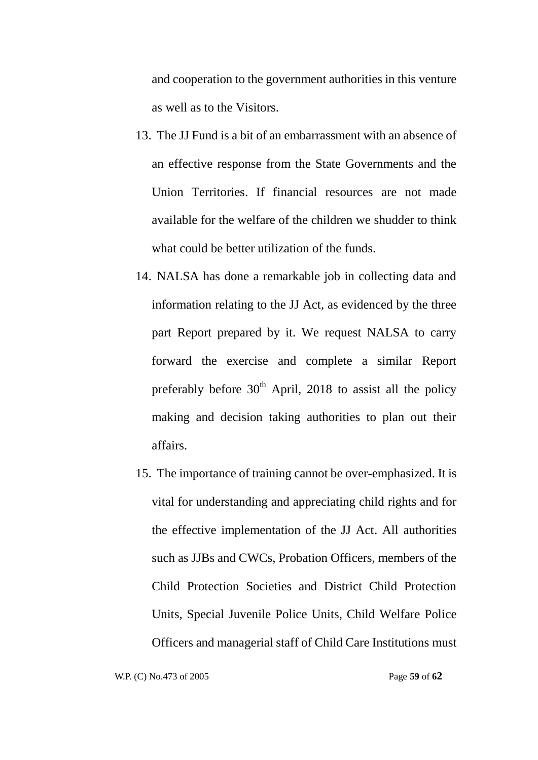and cooperation to the government authorities in this venture as well as to the Visitors.

13. The JJ Fund is a bit of an embarrassment with an absence of an effective response from the State Governments and the Union Territories. If financial resources are not made available for the welfare of the children we shudder to think what could be better utilization of the funds.

14. NALSA has done a remarkable job in collecting data and information relating to the JJ Act, as evidenced by the three part Report prepared by it. We request NALSA to carry forward the exercise and complete a similar Report preferably before 30th April, 2018 to assist all the policy making and decision taking authorities to plan out their affairs.

15. The importance of training cannot be over-emphasized. It is vital for understanding and appreciating child rights and for the effective implementation of the JJ Act. All authorities such as JJBs and CWCs, Probation Officers, members of the Child Protection Societies and District Child Protection Units, Special Juvenile Police Units, Child Welfare Police Officers and managerial staff of Child Care Institutions must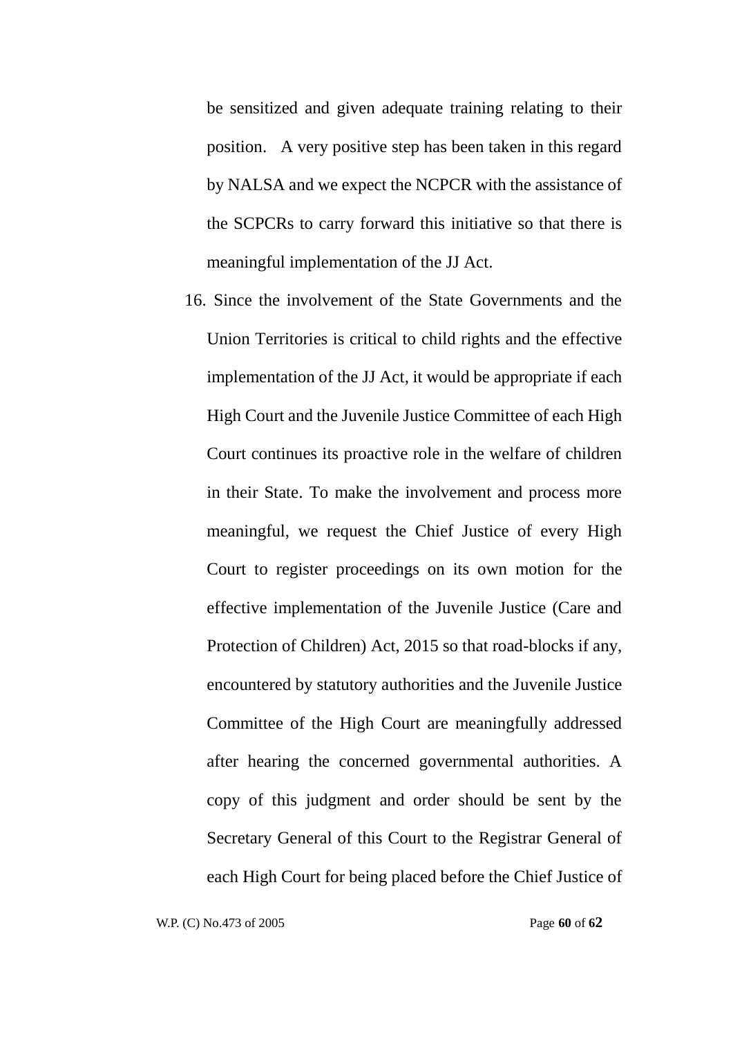be sensitized and given adequate training relating to their position. A very positive step has been taken in this regard by NALSA and we expect the NCPCR with the assistance of the SCPCRs to carry forward this initiative so that there is meaningful implementation of the JJ Act.

16. Since the involvement of the State Governments and the Union Territories is critical to child rights and the effective implementation of the JJ Act, it would be appropriate if each High Court and the Juvenile Justice Committee of each High Court continues its proactive role in the welfare of children in their State. To make the involvement and process more meaningful, we request the Chief Justice of every High Court to register proceedings on its own motion for the effective implementation of the Juvenile Justice (Care and Protection of Children) Act, 2015 so that road-blocks if any, encountered by statutory authorities and the Juvenile Justice Committee of the High Court are meaningfully addressed after hearing the concerned governmental authorities. A copy of this judgment and order should be sent by the Secretary General of this Court to the Registrar General of each High Court for being placed before the Chief Justice of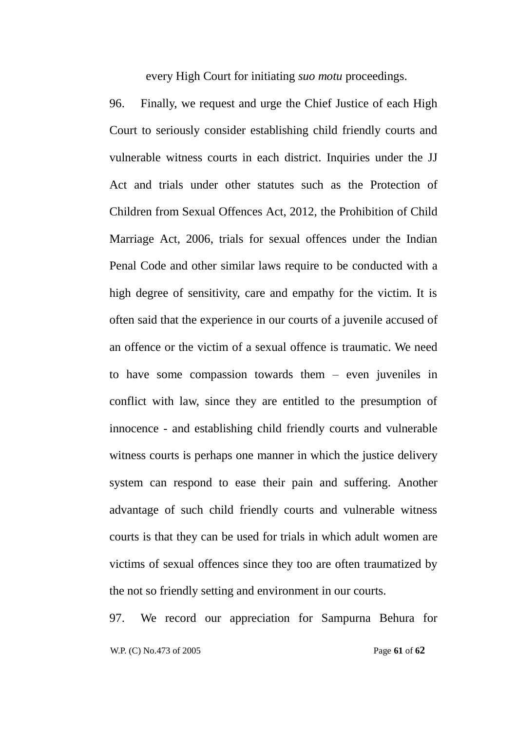every High Court for initiating *suo motu* proceedings.

96. Finally, we request and urge the Chief Justice of each High Court to seriously consider establishing child friendly courts and vulnerable witness courts in each district. Inquiries under the JJ Act and trials under other statutes such as the Protection of Children from Sexual Offences Act, 2012, the Prohibition of Child Marriage Act, 2006, trials for sexual offences under the Indian Penal Code and other similar laws require to be conducted with a high degree of sensitivity, care and empathy for the victim. It is often said that the experience in our courts of a juvenile accused of an offence or the victim of a sexual offence is traumatic. We need to have some compassion towards them – even juveniles in conflict with law, since they are entitled to the presumption of innocence - and establishing child friendly courts and vulnerable witness courts is perhaps one manner in which the justice delivery system can respond to ease their pain and suffering. Another advantage of such child friendly courts and vulnerable witness courts is that they can be used for trials in which adult women are victims of sexual offences since they too are often traumatized by the not so friendly setting and environment in our courts.

97. We record our appreciation for Sampurna Behura for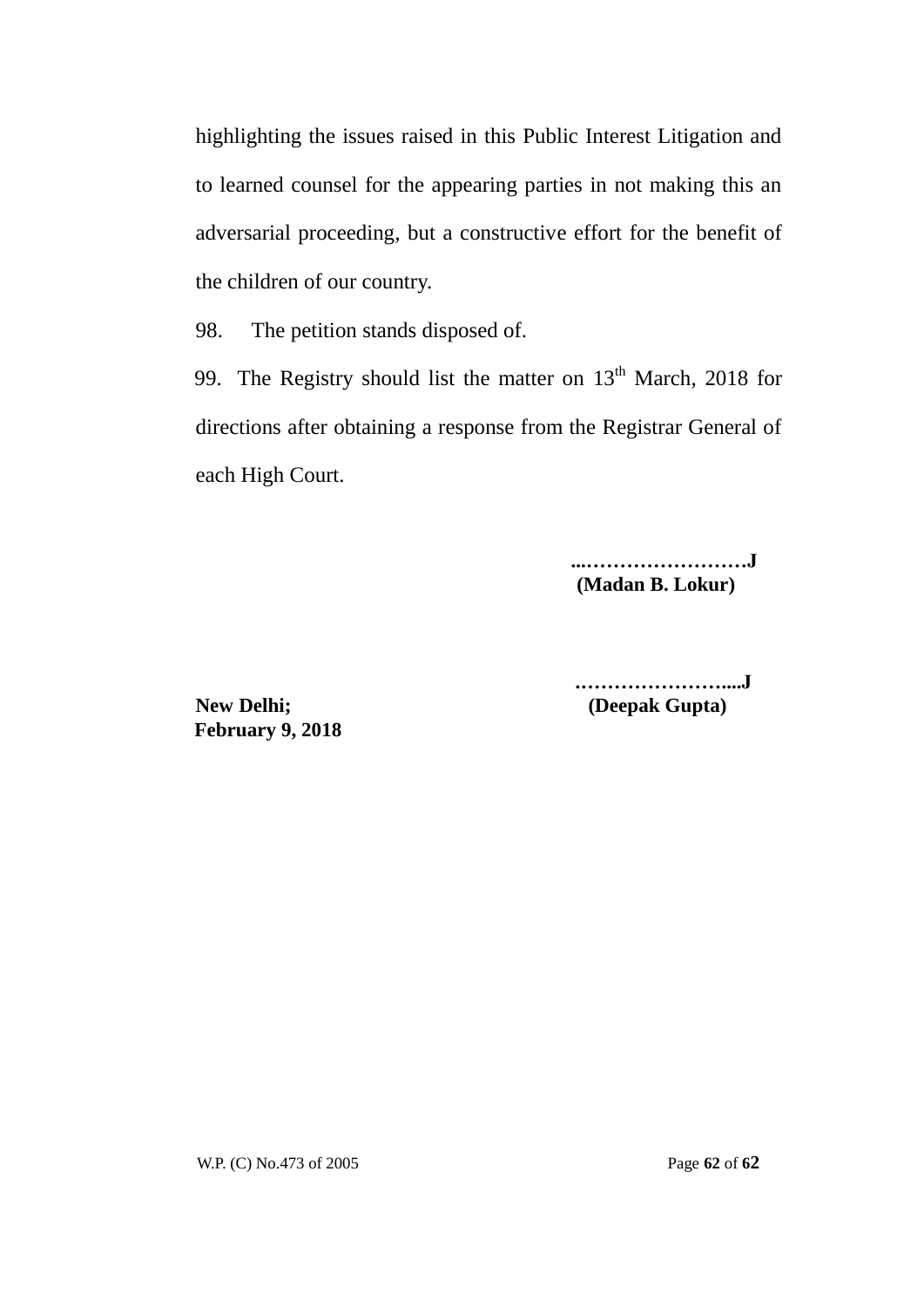highlighting the issues raised in this Public Interest Litigation and to learned counsel for the appearing parties in not making this an adversarial proceeding, but a constructive effort for the benefit of the children of our country.

98. The petition stands disposed of.

99. The Registry should list the matter on 13th March, 2018 for directions after obtaining a response from the Registrar General of each High Court.

**...……………………J**
**(Madan B. Lokur)**

**…………………....J**
**(Deepak Gupta)**

**New Delhi;**
**February 9, 2018**